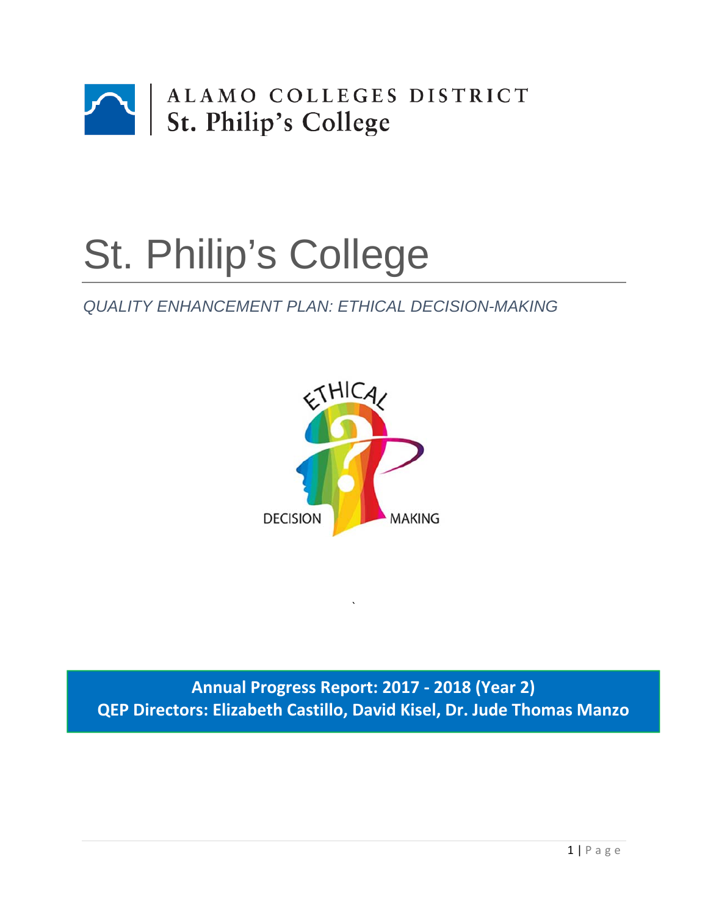ALAMO COLLEGES DISTRICT
St. Philip's College

# St. Philip's College

*QUALITY ENHANCEMENT PLAN: ETHICAL DECISION-MAKING*

ETHICAL DECISION MAKING

**Annual Progress Report: 2017 - 2018 (Year 2)**
**QEP Directors: Elizabeth Castillo, David Kisel, Dr. Jude Thomas Manzo**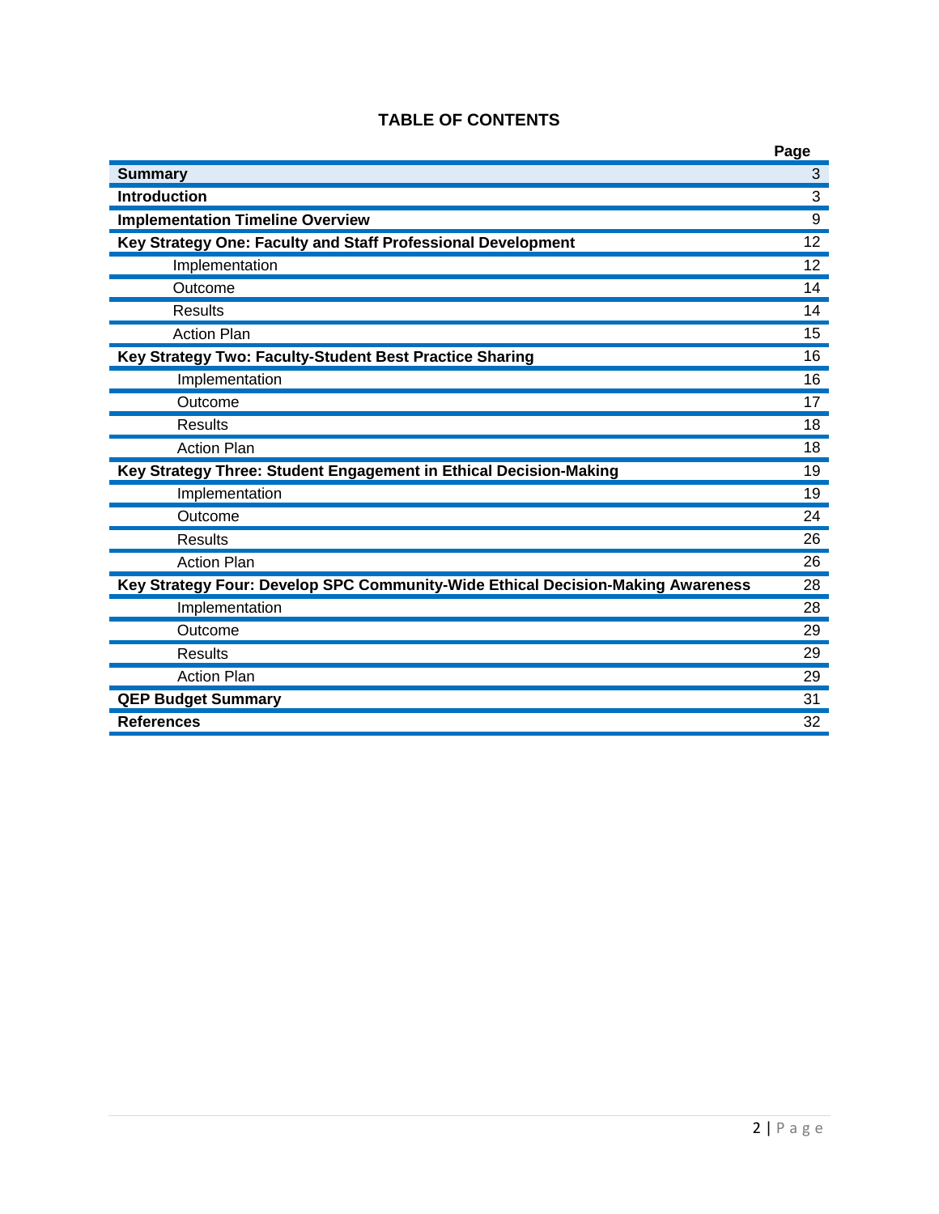## TABLE OF CONTENTS

| | Page |
|---|---|
| **Summary** | 3 |
| **Introduction** | 3 |
| **Implementation Timeline Overview** | 9 |
| **Key Strategy One: Faculty and Staff Professional Development** | 12 |
| Implementation | 12 |
| Outcome | 14 |
| Results | 14 |
| Action Plan | 15 |
| **Key Strategy Two: Faculty-Student Best Practice Sharing** | 16 |
| Implementation | 16 |
| Outcome | 17 |
| Results | 18 |
| Action Plan | 18 |
| **Key Strategy Three: Student Engagement in Ethical Decision-Making** | 19 |
| Implementation | 19 |
| Outcome | 24 |
| Results | 26 |
| Action Plan | 26 |
| **Key Strategy Four: Develop SPC Community-Wide Ethical Decision-Making Awareness** | 28 |
| Implementation | 28 |
| Outcome | 29 |
| Results | 29 |
| Action Plan | 29 |
| **QEP Budget Summary** | 31 |
| **References** | 32 |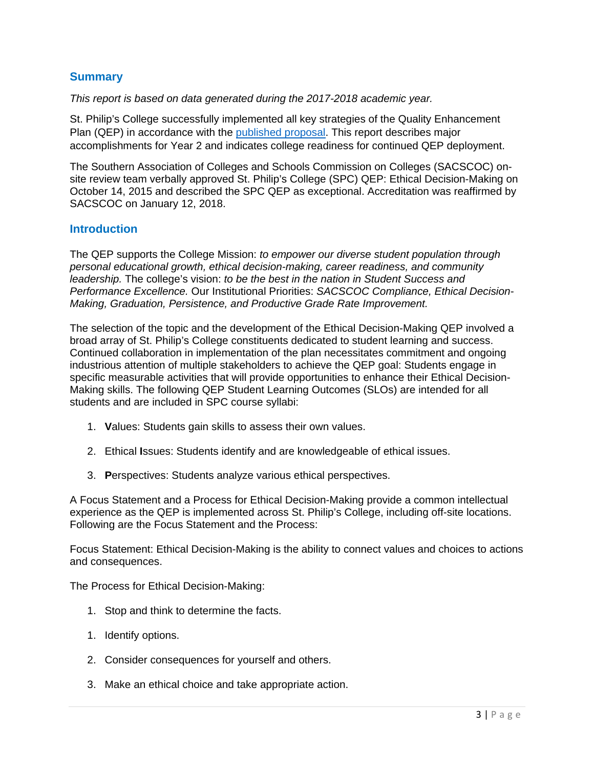## Summary

*This report is based on data generated during the 2017-2018 academic year.*

St. Philip's College successfully implemented all key strategies of the Quality Enhancement Plan (QEP) in accordance with the [published proposal](). This report describes major accomplishments for Year 2 and indicates college readiness for continued QEP deployment.

The Southern Association of Colleges and Schools Commission on Colleges (SACSCOC) on-site review team verbally approved St. Philip's College (SPC) QEP: Ethical Decision-Making on October 14, 2015 and described the SPC QEP as exceptional. Accreditation was reaffirmed by SACSCOC on January 12, 2018.

## Introduction

The QEP supports the College Mission: *to empower our diverse student population through personal educational growth, ethical decision-making, career readiness, and community leadership.* The college's vision: *to be the best in the nation in Student Success and Performance Excellence.* Our Institutional Priorities: *SACSCOC Compliance, Ethical Decision-Making, Graduation, Persistence, and Productive Grade Rate Improvement.*

The selection of the topic and the development of the Ethical Decision-Making QEP involved a broad array of St. Philip's College constituents dedicated to student learning and success. Continued collaboration in implementation of the plan necessitates commitment and ongoing industrious attention of multiple stakeholders to achieve the QEP goal: Students engage in specific measurable activities that will provide opportunities to enhance their Ethical Decision-Making skills. The following QEP Student Learning Outcomes (SLOs) are intended for all students and are included in SPC course syllabi:

1. **V**alues: Students gain skills to assess their own values.
2. Ethical **I**ssues: Students identify and are knowledgeable of ethical issues.
3. **P**erspectives: Students analyze various ethical perspectives.

A Focus Statement and a Process for Ethical Decision-Making provide a common intellectual experience as the QEP is implemented across St. Philip's College, including off-site locations. Following are the Focus Statement and the Process:

Focus Statement: Ethical Decision-Making is the ability to connect values and choices to actions and consequences.

The Process for Ethical Decision-Making:

1. Stop and think to determine the facts.
1. Identify options.
2. Consider consequences for yourself and others.
3. Make an ethical choice and take appropriate action.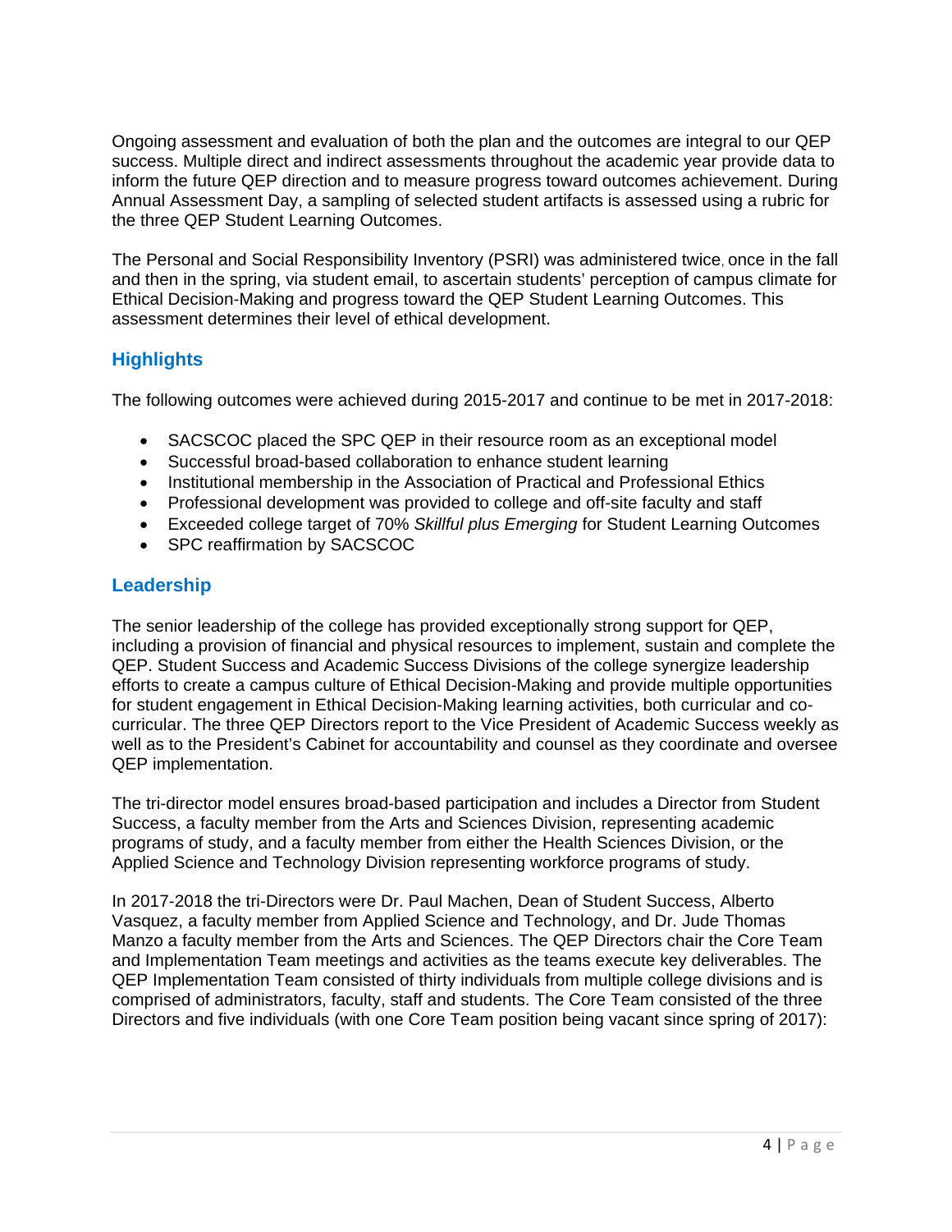Ongoing assessment and evaluation of both the plan and the outcomes are integral to our QEP success. Multiple direct and indirect assessments throughout the academic year provide data to inform the future QEP direction and to measure progress toward outcomes achievement. During Annual Assessment Day, a sampling of selected student artifacts is assessed using a rubric for the three QEP Student Learning Outcomes.

The Personal and Social Responsibility Inventory (PSRI) was administered twice, once in the fall and then in the spring, via student email, to ascertain students' perception of campus climate for Ethical Decision-Making and progress toward the QEP Student Learning Outcomes. This assessment determines their level of ethical development.

## Highlights

The following outcomes were achieved during 2015-2017 and continue to be met in 2017-2018:

- SACSCOC placed the SPC QEP in their resource room as an exceptional model
- Successful broad-based collaboration to enhance student learning
- Institutional membership in the Association of Practical and Professional Ethics
- Professional development was provided to college and off-site faculty and staff
- Exceeded college target of 70% *Skillful plus Emerging* for Student Learning Outcomes
- SPC reaffirmation by SACSCOC

## Leadership

The senior leadership of the college has provided exceptionally strong support for QEP, including a provision of financial and physical resources to implement, sustain and complete the QEP. Student Success and Academic Success Divisions of the college synergize leadership efforts to create a campus culture of Ethical Decision-Making and provide multiple opportunities for student engagement in Ethical Decision-Making learning activities, both curricular and co-curricular. The three QEP Directors report to the Vice President of Academic Success weekly as well as to the President's Cabinet for accountability and counsel as they coordinate and oversee QEP implementation.

The tri-director model ensures broad-based participation and includes a Director from Student Success, a faculty member from the Arts and Sciences Division, representing academic programs of study, and a faculty member from either the Health Sciences Division, or the Applied Science and Technology Division representing workforce programs of study.

In 2017-2018 the tri-Directors were Dr. Paul Machen, Dean of Student Success, Alberto Vasquez, a faculty member from Applied Science and Technology, and Dr. Jude Thomas Manzo a faculty member from the Arts and Sciences. The QEP Directors chair the Core Team and Implementation Team meetings and activities as the teams execute key deliverables. The QEP Implementation Team consisted of thirty individuals from multiple college divisions and is comprised of administrators, faculty, staff and students. The Core Team consisted of the three Directors and five individuals (with one Core Team position being vacant since spring of 2017):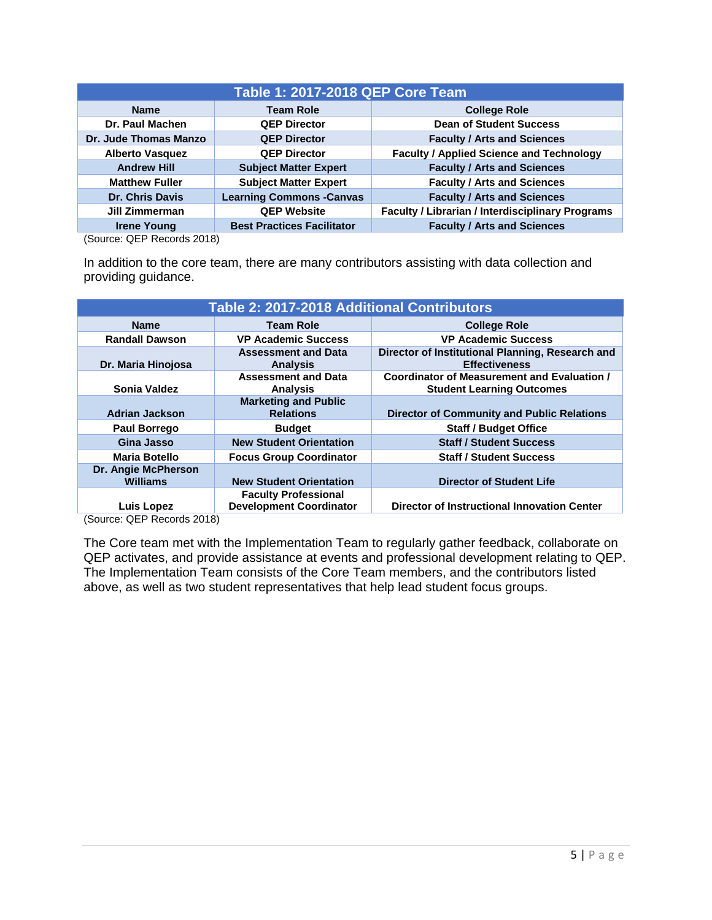**Table 1: 2017-2018 QEP Core Team**

| Name | Team Role | College Role |
|---|---|---|
| Dr. Paul Machen | QEP Director | Dean of Student Success |
| Dr. Jude Thomas Manzo | QEP Director | Faculty / Arts and Sciences |
| Alberto Vasquez | QEP Director | Faculty / Applied Science and Technology |
| Andrew Hill | Subject Matter Expert | Faculty / Arts and Sciences |
| Matthew Fuller | Subject Matter Expert | Faculty / Arts and Sciences |
| Dr. Chris Davis | Learning Commons -Canvas | Faculty / Arts and Sciences |
| Jill Zimmerman | QEP Website | Faculty / Librarian / Interdisciplinary Programs |
| Irene Young | Best Practices Facilitator | Faculty / Arts and Sciences |

(Source: QEP Records 2018)

In addition to the core team, there are many contributors assisting with data collection and providing guidance.

**Table 2: 2017-2018 Additional Contributors**

| Name | Team Role | College Role |
|---|---|---|
| Randall Dawson | VP Academic Success | VP Academic Success |
| Dr. Maria Hinojosa | Assessment and Data Analysis | Director of Institutional Planning, Research and Effectiveness |
| Sonia Valdez | Assessment and Data Analysis | Coordinator of Measurement and Evaluation / Student Learning Outcomes |
| Adrian Jackson | Marketing and Public Relations | Director of Community and Public Relations |
| Paul Borrego | Budget | Staff / Budget Office |
| Gina Jasso | New Student Orientation | Staff / Student Success |
| Maria Botello | Focus Group Coordinator | Staff / Student Success |
| Dr. Angie McPherson Williams | New Student Orientation | Director of Student Life |
| Luis Lopez | Faculty Professional Development Coordinator | Director of Instructional Innovation Center |

(Source: QEP Records 2018)

The Core team met with the Implementation Team to regularly gather feedback, collaborate on QEP activates, and provide assistance at events and professional development relating to QEP. The Implementation Team consists of the Core Team members, and the contributors listed above, as well as two student representatives that help lead student focus groups.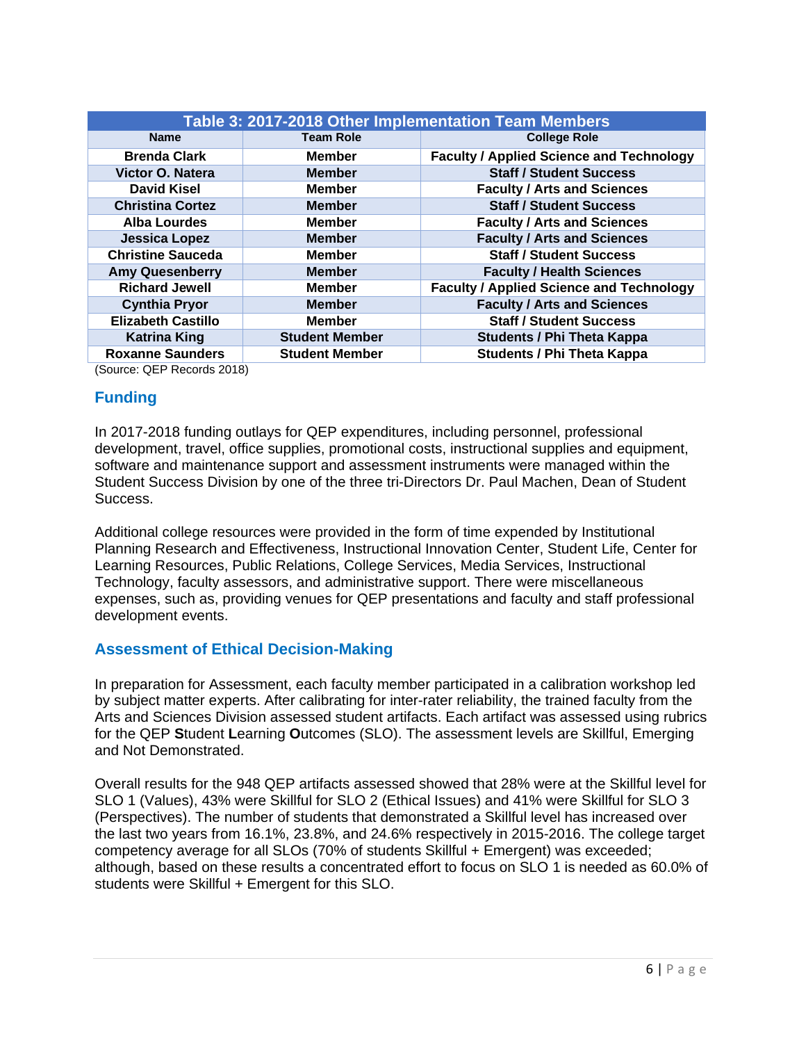**Table 3: 2017-2018 Other Implementation Team Members**

| Name | Team Role | College Role |
|---|---|---|
| Brenda Clark | Member | Faculty / Applied Science and Technology |
| Victor O. Natera | Member | Staff / Student Success |
| David Kisel | Member | Faculty / Arts and Sciences |
| Christina Cortez | Member | Staff / Student Success |
| Alba Lourdes | Member | Faculty / Arts and Sciences |
| Jessica Lopez | Member | Faculty / Arts and Sciences |
| Christine Sauceda | Member | Staff / Student Success |
| Amy Quesenberry | Member | Faculty / Health Sciences |
| Richard Jewell | Member | Faculty / Applied Science and Technology |
| Cynthia Pryor | Member | Faculty / Arts and Sciences |
| Elizabeth Castillo | Member | Staff / Student Success |
| Katrina King | Student Member | Students / Phi Theta Kappa |
| Roxanne Saunders | Student Member | Students / Phi Theta Kappa |

(Source: QEP Records 2018)

## Funding

In 2017-2018 funding outlays for QEP expenditures, including personnel, professional development, travel, office supplies, promotional costs, instructional supplies and equipment, software and maintenance support and assessment instruments were managed within the Student Success Division by one of the three tri-Directors Dr. Paul Machen, Dean of Student Success.

Additional college resources were provided in the form of time expended by Institutional Planning Research and Effectiveness, Instructional Innovation Center, Student Life, Center for Learning Resources, Public Relations, College Services, Media Services, Instructional Technology, faculty assessors, and administrative support. There were miscellaneous expenses, such as, providing venues for QEP presentations and faculty and staff professional development events.

## Assessment of Ethical Decision-Making

In preparation for Assessment, each faculty member participated in a calibration workshop led by subject matter experts. After calibrating for inter-rater reliability, the trained faculty from the Arts and Sciences Division assessed student artifacts. Each artifact was assessed using rubrics for the QEP **S**tudent **L**earning **O**utcomes (SLO). The assessment levels are Skillful, Emerging and Not Demonstrated.

Overall results for the 948 QEP artifacts assessed showed that 28% were at the Skillful level for SLO 1 (Values), 43% were Skillful for SLO 2 (Ethical Issues) and 41% were Skillful for SLO 3 (Perspectives). The number of students that demonstrated a Skillful level has increased over the last two years from 16.1%, 23.8%, and 24.6% respectively in 2015-2016. The college target competency average for all SLOs (70% of students Skillful + Emergent) was exceeded; although, based on these results a concentrated effort to focus on SLO 1 is needed as 60.0% of students were Skillful + Emergent for this SLO.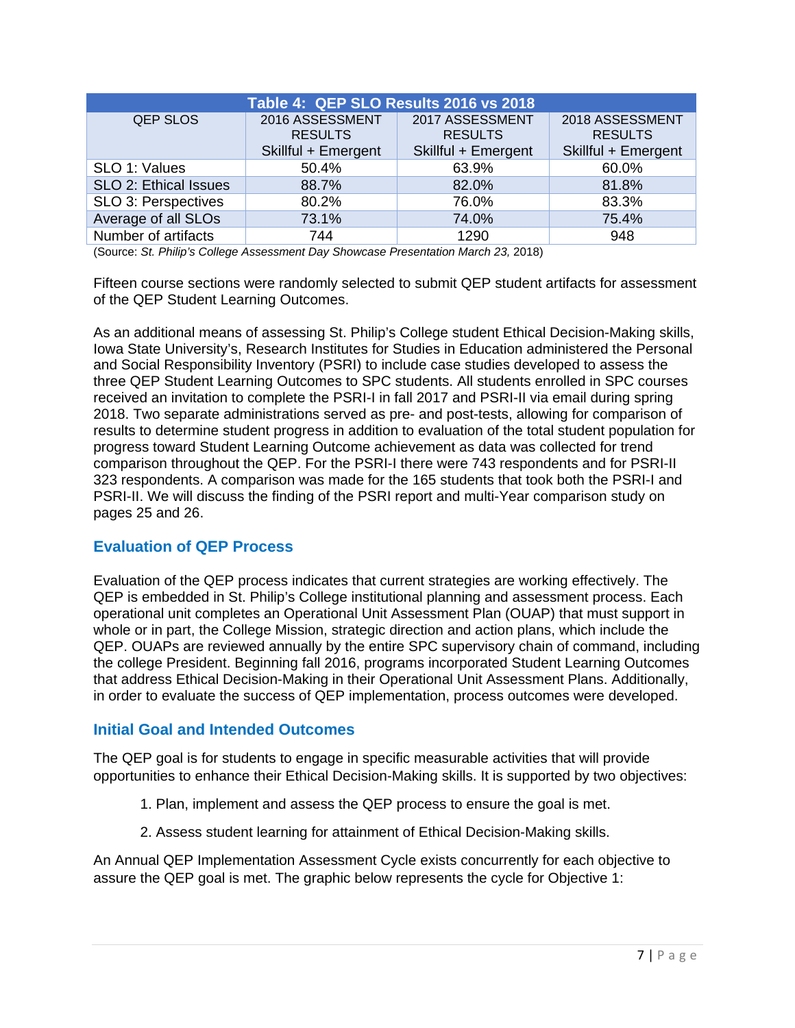| Table 4: QEP SLO Results 2016 vs 2018 | | | |
|---|---|---|---|
| QEP SLOS | 2016 ASSESSMENT RESULTS Skillful + Emergent | 2017 ASSESSMENT RESULTS Skillful + Emergent | 2018 ASSESSMENT RESULTS Skillful + Emergent |
| SLO 1: Values | 50.4% | 63.9% | 60.0% |
| SLO 2: Ethical Issues | 88.7% | 82.0% | 81.8% |
| SLO 3: Perspectives | 80.2% | 76.0% | 83.3% |
| Average of all SLOs | 73.1% | 74.0% | 75.4% |
| Number of artifacts | 744 | 1290 | 948 |

(Source: *St. Philip's College Assessment Day Showcase Presentation March 23,* 2018)

Fifteen course sections were randomly selected to submit QEP student artifacts for assessment of the QEP Student Learning Outcomes.

As an additional means of assessing St. Philip's College student Ethical Decision-Making skills, Iowa State University's, Research Institutes for Studies in Education administered the Personal and Social Responsibility Inventory (PSRI) to include case studies developed to assess the three QEP Student Learning Outcomes to SPC students. All students enrolled in SPC courses received an invitation to complete the PSRI-I in fall 2017 and PSRI-II via email during spring 2018. Two separate administrations served as pre- and post-tests, allowing for comparison of results to determine student progress in addition to evaluation of the total student population for progress toward Student Learning Outcome achievement as data was collected for trend comparison throughout the QEP. For the PSRI-I there were 743 respondents and for PSRI-II 323 respondents. A comparison was made for the 165 students that took both the PSRI-I and PSRI-II. We will discuss the finding of the PSRI report and multi-Year comparison study on pages 25 and 26.

## Evaluation of QEP Process

Evaluation of the QEP process indicates that current strategies are working effectively. The QEP is embedded in St. Philip's College institutional planning and assessment process. Each operational unit completes an Operational Unit Assessment Plan (OUAP) that must support in whole or in part, the College Mission, strategic direction and action plans, which include the QEP. OUAPs are reviewed annually by the entire SPC supervisory chain of command, including the college President. Beginning fall 2016, programs incorporated Student Learning Outcomes that address Ethical Decision-Making in their Operational Unit Assessment Plans. Additionally, in order to evaluate the success of QEP implementation, process outcomes were developed.

## Initial Goal and Intended Outcomes

The QEP goal is for students to engage in specific measurable activities that will provide opportunities to enhance their Ethical Decision-Making skills. It is supported by two objectives:

1. Plan, implement and assess the QEP process to ensure the goal is met.
2. Assess student learning for attainment of Ethical Decision-Making skills.

An Annual QEP Implementation Assessment Cycle exists concurrently for each objective to assure the QEP goal is met. The graphic below represents the cycle for Objective 1: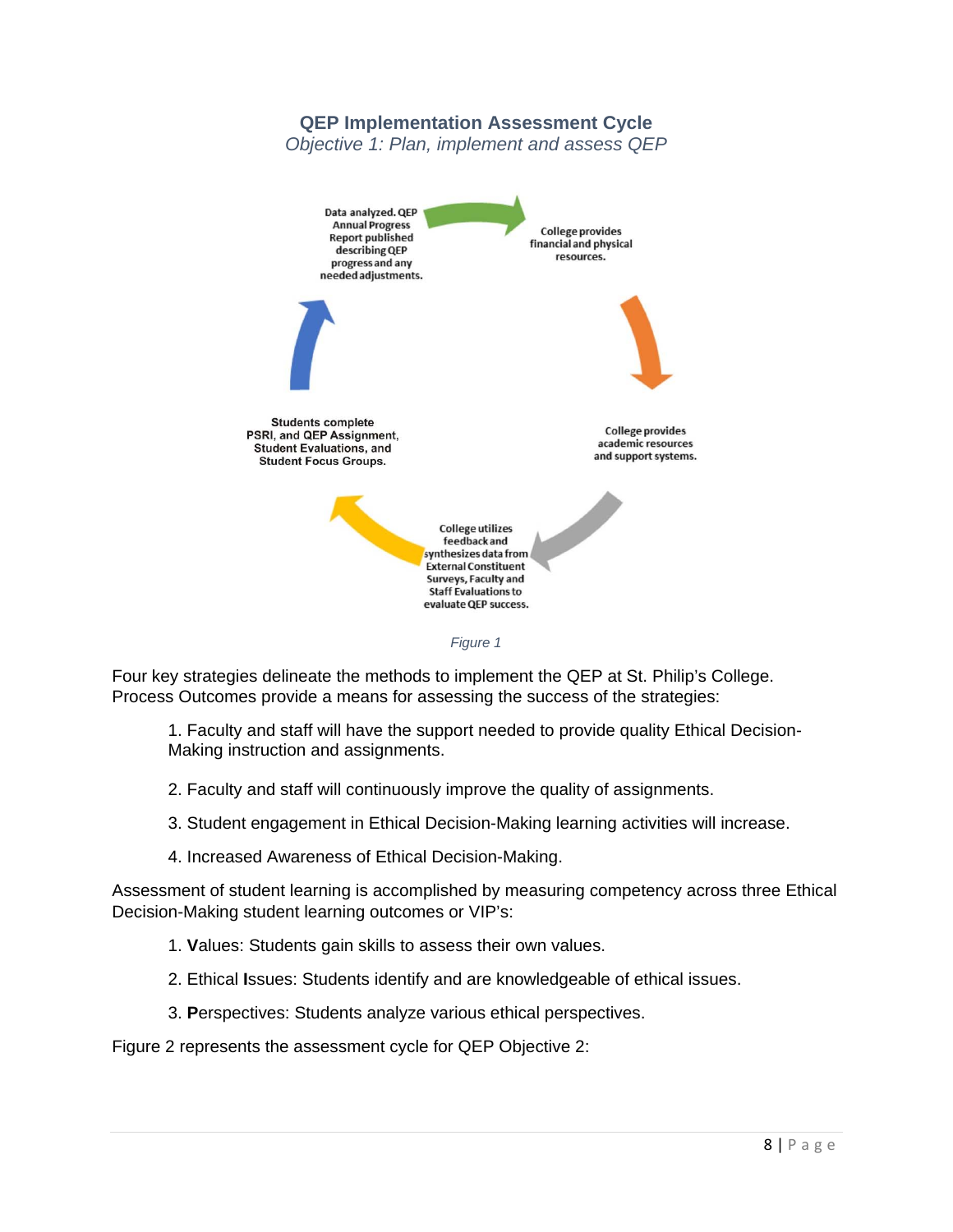## QEP Implementation Assessment Cycle

*Objective 1: Plan, implement and assess QEP*

Data analyzed. QEP Annual Progress Report published describing QEP progress and any needed adjustments.

College provides financial and physical resources.

College provides academic resources and support systems.

College utilizes feedback and synthesizes data from External Constituent Surveys, Faculty and Staff Evaluations to evaluate QEP success.

Students complete PSRI, and QEP Assignment, Student Evaluations, and Student Focus Groups.

*Figure 1*

Four key strategies delineate the methods to implement the QEP at St. Philip's College. Process Outcomes provide a means for assessing the success of the strategies:

1. Faculty and staff will have the support needed to provide quality Ethical Decision-Making instruction and assignments.

2. Faculty and staff will continuously improve the quality of assignments.

3. Student engagement in Ethical Decision-Making learning activities will increase.

4. Increased Awareness of Ethical Decision-Making.

Assessment of student learning is accomplished by measuring competency across three Ethical Decision-Making student learning outcomes or VIP's:

1. **V**alues: Students gain skills to assess their own values.

2. Ethical **I**ssues: Students identify and are knowledgeable of ethical issues.

3. **P**erspectives: Students analyze various ethical perspectives.

Figure 2 represents the assessment cycle for QEP Objective 2: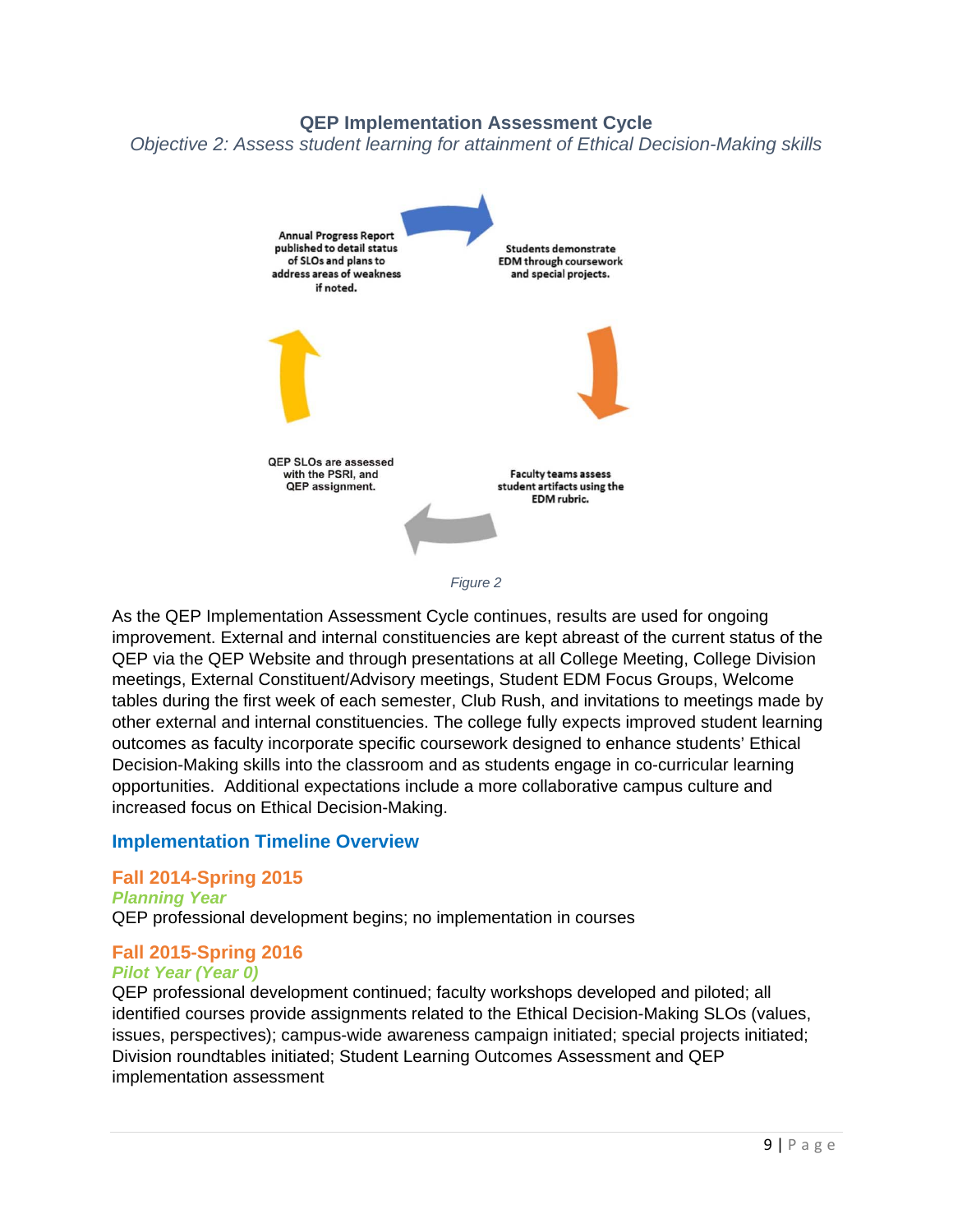## QEP Implementation Assessment Cycle

*Objective 2: Assess student learning for attainment of Ethical Decision-Making skills*

Annual Progress Report published to detail status of SLOs and plans to address areas of weakness if noted.

Students demonstrate EDM through coursework and special projects.

Faculty teams assess student artifacts using the EDM rubric.

QEP SLOs are assessed with the PSRI, and QEP assignment.

*Figure 2*

As the QEP Implementation Assessment Cycle continues, results are used for ongoing improvement. External and internal constituencies are kept abreast of the current status of the QEP via the QEP Website and through presentations at all College Meeting, College Division meetings, External Constituent/Advisory meetings, Student EDM Focus Groups, Welcome tables during the first week of each semester, Club Rush, and invitations to meetings made by other external and internal constituencies. The college fully expects improved student learning outcomes as faculty incorporate specific coursework designed to enhance students' Ethical Decision-Making skills into the classroom and as students engage in co-curricular learning opportunities. Additional expectations include a more collaborative campus culture and increased focus on Ethical Decision-Making.

## Implementation Timeline Overview

### Fall 2014-Spring 2015

***Planning Year***

QEP professional development begins; no implementation in courses

### Fall 2015-Spring 2016

***Pilot Year (Year 0)***

QEP professional development continued; faculty workshops developed and piloted; all identified courses provide assignments related to the Ethical Decision-Making SLOs (values, issues, perspectives); campus-wide awareness campaign initiated; special projects initiated; Division roundtables initiated; Student Learning Outcomes Assessment and QEP implementation assessment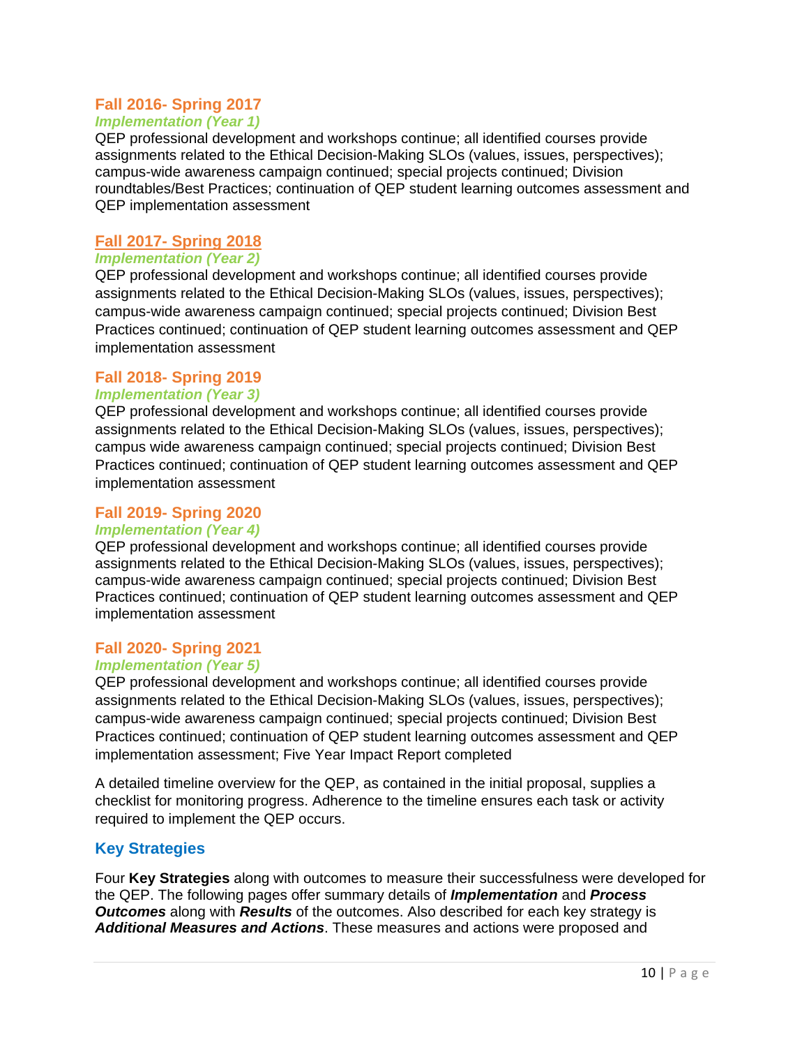### Fall 2016- Spring 2017

***Implementation (Year 1)***

QEP professional development and workshops continue; all identified courses provide assignments related to the Ethical Decision-Making SLOs (values, issues, perspectives); campus-wide awareness campaign continued; special projects continued; Division roundtables/Best Practices; continuation of QEP student learning outcomes assessment and QEP implementation assessment

### Fall 2017- Spring 2018

***Implementation (Year 2)***

QEP professional development and workshops continue; all identified courses provide assignments related to the Ethical Decision-Making SLOs (values, issues, perspectives); campus-wide awareness campaign continued; special projects continued; Division Best Practices continued; continuation of QEP student learning outcomes assessment and QEP implementation assessment

### Fall 2018- Spring 2019

***Implementation (Year 3)***

QEP professional development and workshops continue; all identified courses provide assignments related to the Ethical Decision-Making SLOs (values, issues, perspectives); campus wide awareness campaign continued; special projects continued; Division Best Practices continued; continuation of QEP student learning outcomes assessment and QEP implementation assessment

### Fall 2019- Spring 2020

***Implementation (Year 4)***

QEP professional development and workshops continue; all identified courses provide assignments related to the Ethical Decision-Making SLOs (values, issues, perspectives); campus-wide awareness campaign continued; special projects continued; Division Best Practices continued; continuation of QEP student learning outcomes assessment and QEP implementation assessment

### Fall 2020- Spring 2021

***Implementation (Year 5)***

QEP professional development and workshops continue; all identified courses provide assignments related to the Ethical Decision-Making SLOs (values, issues, perspectives); campus-wide awareness campaign continued; special projects continued; Division Best Practices continued; continuation of QEP student learning outcomes assessment and QEP implementation assessment; Five Year Impact Report completed

A detailed timeline overview for the QEP, as contained in the initial proposal, supplies a checklist for monitoring progress. Adherence to the timeline ensures each task or activity required to implement the QEP occurs.

## Key Strategies

Four **Key Strategies** along with outcomes to measure their successfulness were developed for the QEP. The following pages offer summary details of ***Implementation*** and ***Process Outcomes*** along with ***Results*** of the outcomes. Also described for each key strategy is ***Additional Measures and Actions***. These measures and actions were proposed and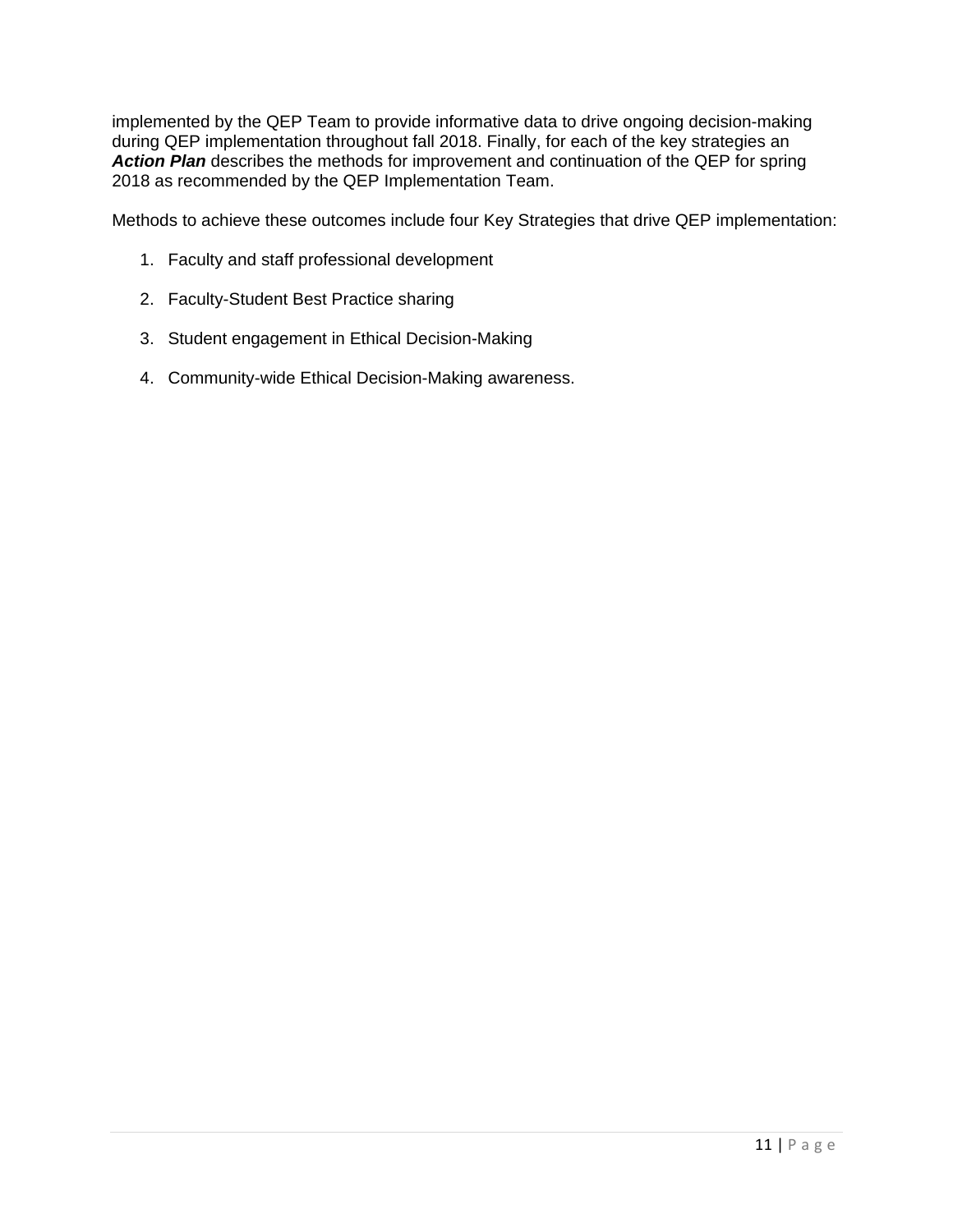implemented by the QEP Team to provide informative data to drive ongoing decision-making during QEP implementation throughout fall 2018. Finally, for each of the key strategies an ***Action Plan*** describes the methods for improvement and continuation of the QEP for spring 2018 as recommended by the QEP Implementation Team.

Methods to achieve these outcomes include four Key Strategies that drive QEP implementation:

1. Faculty and staff professional development
2. Faculty-Student Best Practice sharing
3. Student engagement in Ethical Decision-Making
4. Community-wide Ethical Decision-Making awareness.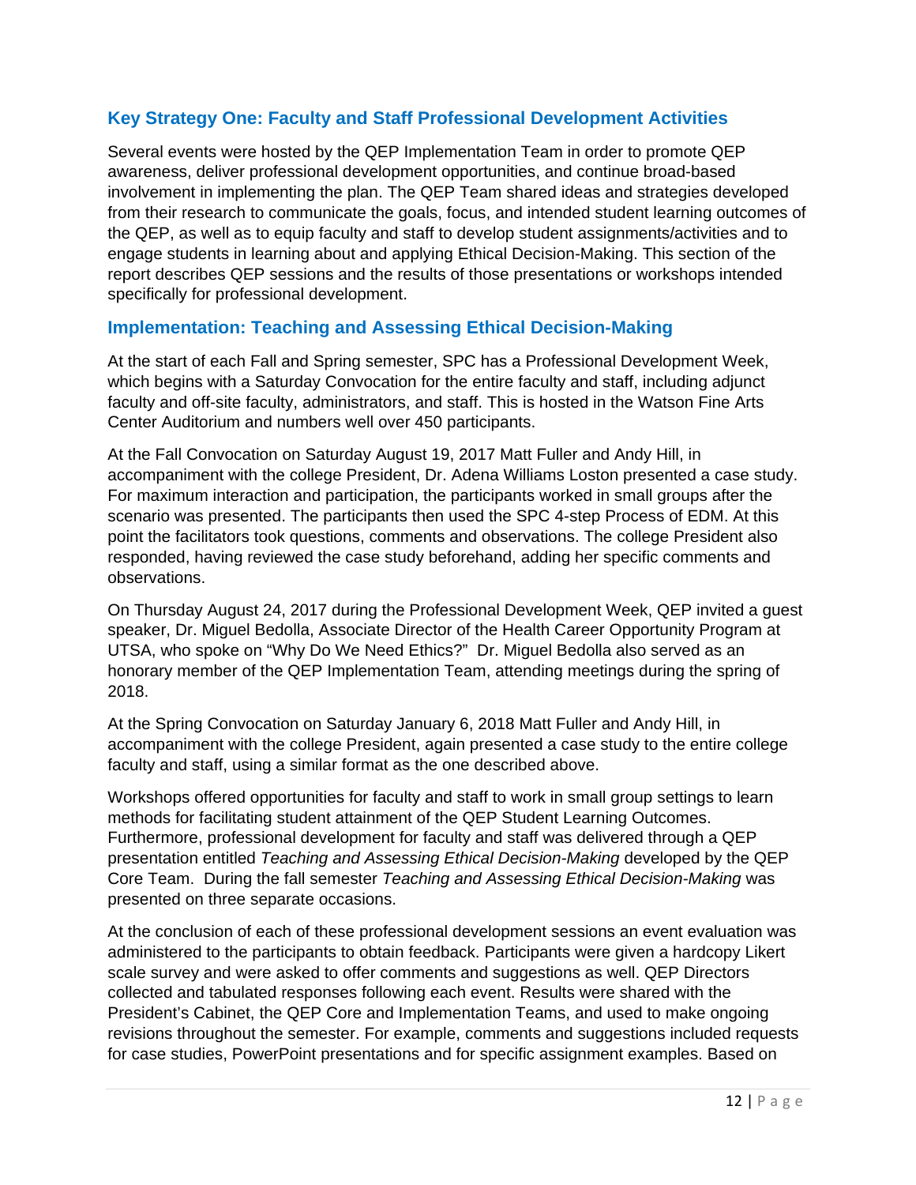## Key Strategy One: Faculty and Staff Professional Development Activities

Several events were hosted by the QEP Implementation Team in order to promote QEP awareness, deliver professional development opportunities, and continue broad-based involvement in implementing the plan. The QEP Team shared ideas and strategies developed from their research to communicate the goals, focus, and intended student learning outcomes of the QEP, as well as to equip faculty and staff to develop student assignments/activities and to engage students in learning about and applying Ethical Decision-Making. This section of the report describes QEP sessions and the results of those presentations or workshops intended specifically for professional development.

## Implementation: Teaching and Assessing Ethical Decision-Making

At the start of each Fall and Spring semester, SPC has a Professional Development Week, which begins with a Saturday Convocation for the entire faculty and staff, including adjunct faculty and off-site faculty, administrators, and staff. This is hosted in the Watson Fine Arts Center Auditorium and numbers well over 450 participants.

At the Fall Convocation on Saturday August 19, 2017 Matt Fuller and Andy Hill, in accompaniment with the college President, Dr. Adena Williams Loston presented a case study. For maximum interaction and participation, the participants worked in small groups after the scenario was presented. The participants then used the SPC 4-step Process of EDM. At this point the facilitators took questions, comments and observations. The college President also responded, having reviewed the case study beforehand, adding her specific comments and observations.

On Thursday August 24, 2017 during the Professional Development Week, QEP invited a guest speaker, Dr. Miguel Bedolla, Associate Director of the Health Career Opportunity Program at UTSA, who spoke on "Why Do We Need Ethics?" Dr. Miguel Bedolla also served as an honorary member of the QEP Implementation Team, attending meetings during the spring of 2018.

At the Spring Convocation on Saturday January 6, 2018 Matt Fuller and Andy Hill, in accompaniment with the college President, again presented a case study to the entire college faculty and staff, using a similar format as the one described above.

Workshops offered opportunities for faculty and staff to work in small group settings to learn methods for facilitating student attainment of the QEP Student Learning Outcomes. Furthermore, professional development for faculty and staff was delivered through a QEP presentation entitled *Teaching and Assessing Ethical Decision-Making* developed by the QEP Core Team. During the fall semester *Teaching and Assessing Ethical Decision-Making* was presented on three separate occasions.

At the conclusion of each of these professional development sessions an event evaluation was administered to the participants to obtain feedback. Participants were given a hardcopy Likert scale survey and were asked to offer comments and suggestions as well. QEP Directors collected and tabulated responses following each event. Results were shared with the President's Cabinet, the QEP Core and Implementation Teams, and used to make ongoing revisions throughout the semester. For example, comments and suggestions included requests for case studies, PowerPoint presentations and for specific assignment examples. Based on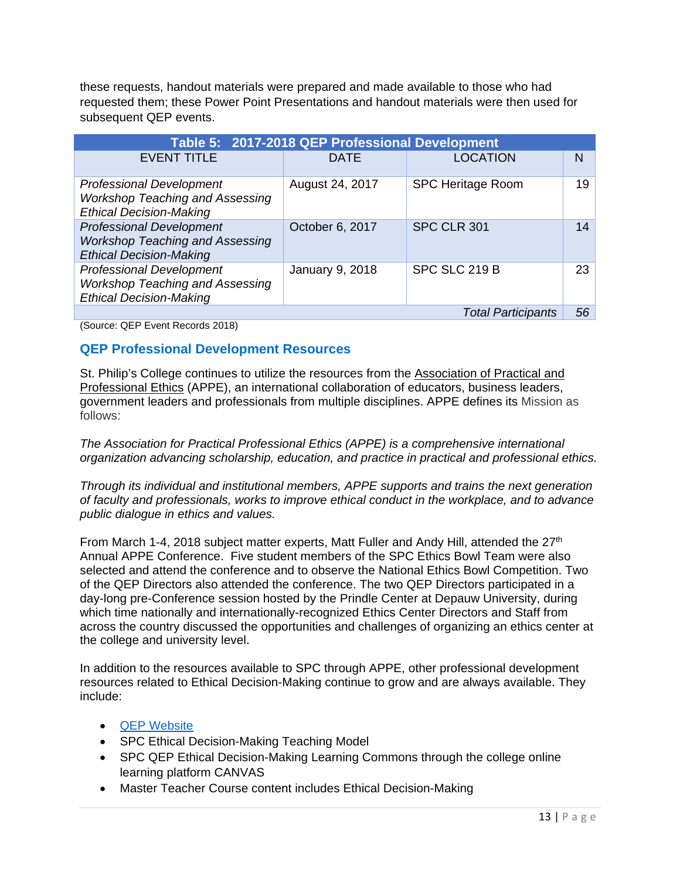these requests, handout materials were prepared and made available to those who had requested them; these Power Point Presentations and handout materials were then used for subsequent QEP events.

| **Table 5: 2017-2018 QEP Professional Development** | | | |
|---|---|---|---|
| EVENT TITLE | DATE | LOCATION | N |
| *Professional Development Workshop Teaching and Assessing Ethical Decision-Making* | August 24, 2017 | SPC Heritage Room | 19 |
| *Professional Development Workshop Teaching and Assessing Ethical Decision-Making* | October 6, 2017 | SPC CLR 301 | 14 |
| *Professional Development Workshop Teaching and Assessing Ethical Decision-Making* | January 9, 2018 | SPC SLC 219 B | 23 |
| | | *Total Participants* | *56* |

(Source: QEP Event Records 2018)

## QEP Professional Development Resources

St. Philip's College continues to utilize the resources from the Association of Practical and Professional Ethics (APPE), an international collaboration of educators, business leaders, government leaders and professionals from multiple disciplines. APPE defines its Mission as follows:

*The Association for Practical Professional Ethics (APPE) is a comprehensive international organization advancing scholarship, education, and practice in practical and professional ethics.*

*Through its individual and institutional members, APPE supports and trains the next generation of faculty and professionals, works to improve ethical conduct in the workplace, and to advance public dialogue in ethics and values.*

From March 1-4, 2018 subject matter experts, Matt Fuller and Andy Hill, attended the 27th Annual APPE Conference. Five student members of the SPC Ethics Bowl Team were also selected and attend the conference and to observe the National Ethics Bowl Competition. Two of the QEP Directors also attended the conference. The two QEP Directors participated in a day-long pre-Conference session hosted by the Prindle Center at Depauw University, during which time nationally and internationally-recognized Ethics Center Directors and Staff from across the country discussed the opportunities and challenges of organizing an ethics center at the college and university level.

In addition to the resources available to SPC through APPE, other professional development resources related to Ethical Decision-Making continue to grow and are always available. They include:

- QEP Website
- SPC Ethical Decision-Making Teaching Model
- SPC QEP Ethical Decision-Making Learning Commons through the college online learning platform CANVAS
- Master Teacher Course content includes Ethical Decision-Making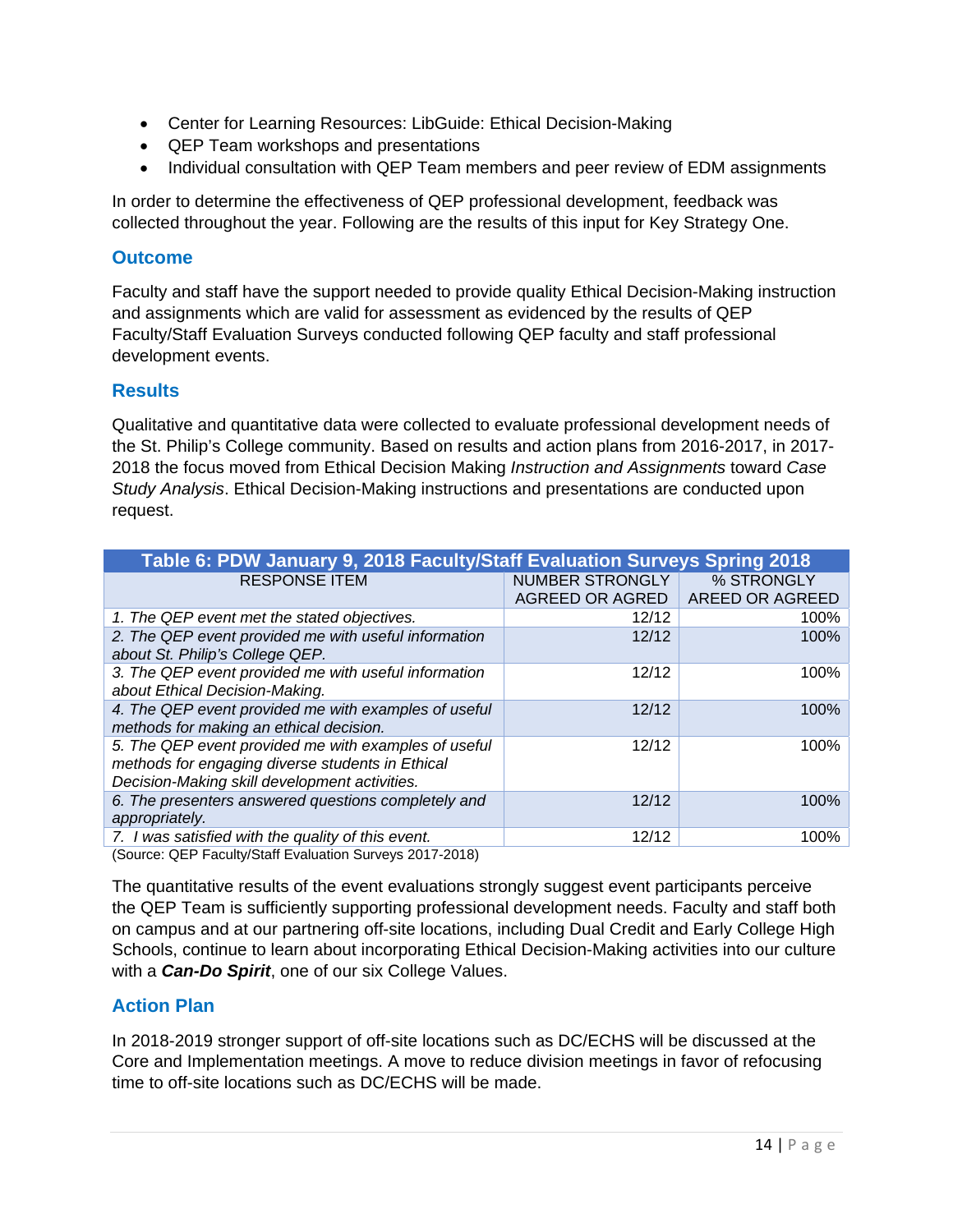- Center for Learning Resources: LibGuide: Ethical Decision-Making
- QEP Team workshops and presentations
- Individual consultation with QEP Team members and peer review of EDM assignments

In order to determine the effectiveness of QEP professional development, feedback was collected throughout the year. Following are the results of this input for Key Strategy One.

### Outcome

Faculty and staff have the support needed to provide quality Ethical Decision-Making instruction and assignments which are valid for assessment as evidenced by the results of QEP Faculty/Staff Evaluation Surveys conducted following QEP faculty and staff professional development events.

### Results

Qualitative and quantitative data were collected to evaluate professional development needs of the St. Philip's College community. Based on results and action plans from 2016-2017, in 2017-2018 the focus moved from Ethical Decision Making *Instruction and Assignments* toward *Case Study Analysis*. Ethical Decision-Making instructions and presentations are conducted upon request.

**Table 6: PDW January 9, 2018 Faculty/Staff Evaluation Surveys Spring 2018**

| RESPONSE ITEM | NUMBER STRONGLY AGREED OR AGRED | % STRONGLY AREED OR AGREED |
|---|---|---|
| *1. The QEP event met the stated objectives.* | 12/12 | 100% |
| *2. The QEP event provided me with useful information about St. Philip's College QEP.* | 12/12 | 100% |
| *3. The QEP event provided me with useful information about Ethical Decision-Making.* | 12/12 | 100% |
| *4. The QEP event provided me with examples of useful methods for making an ethical decision.* | 12/12 | 100% |
| *5. The QEP event provided me with examples of useful methods for engaging diverse students in Ethical Decision-Making skill development activities.* | 12/12 | 100% |
| *6. The presenters answered questions completely and appropriately.* | 12/12 | 100% |
| *7. I was satisfied with the quality of this event.* | 12/12 | 100% |

(Source: QEP Faculty/Staff Evaluation Surveys 2017-2018)

The quantitative results of the event evaluations strongly suggest event participants perceive the QEP Team is sufficiently supporting professional development needs. Faculty and staff both on campus and at our partnering off-site locations, including Dual Credit and Early College High Schools, continue to learn about incorporating Ethical Decision-Making activities into our culture with a ***Can-Do Spirit***, one of our six College Values.

### Action Plan

In 2018-2019 stronger support of off-site locations such as DC/ECHS will be discussed at the Core and Implementation meetings. A move to reduce division meetings in favor of refocusing time to off-site locations such as DC/ECHS will be made.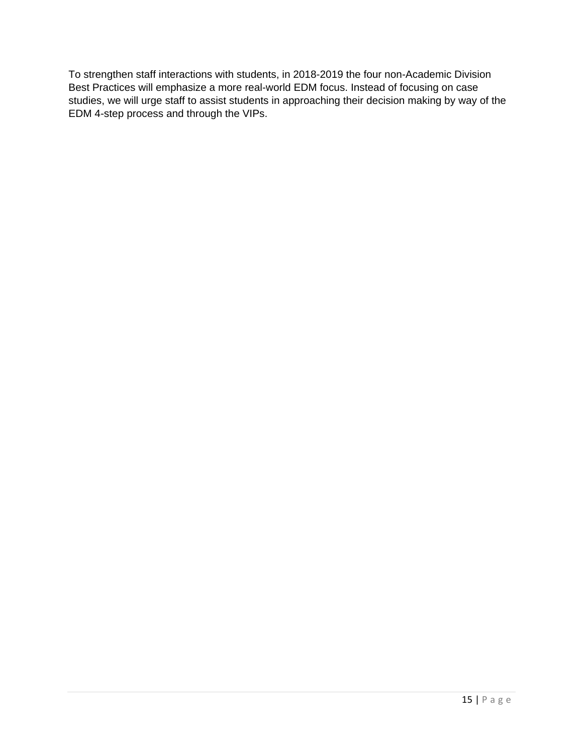To strengthen staff interactions with students, in 2018-2019 the four non-Academic Division Best Practices will emphasize a more real-world EDM focus. Instead of focusing on case studies, we will urge staff to assist students in approaching their decision making by way of the EDM 4-step process and through the VIPs.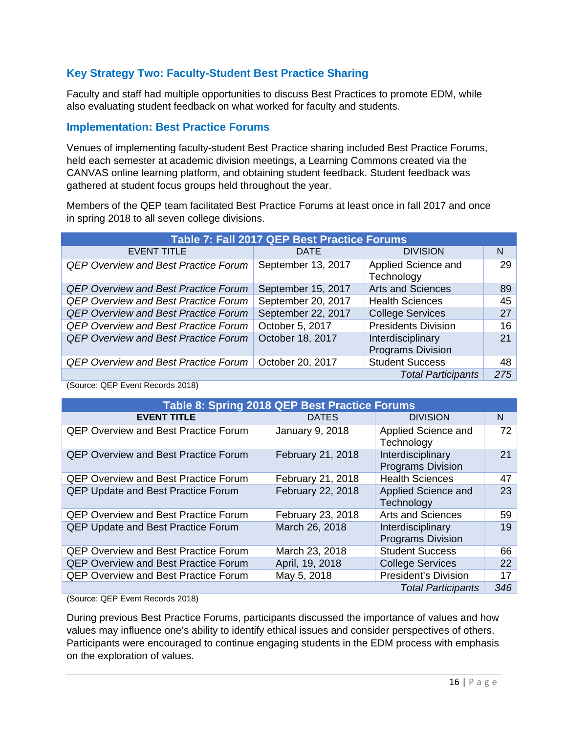## Key Strategy Two: Faculty-Student Best Practice Sharing

Faculty and staff had multiple opportunities to discuss Best Practices to promote EDM, while also evaluating student feedback on what worked for faculty and students.

### Implementation: Best Practice Forums

Venues of implementing faculty-student Best Practice sharing included Best Practice Forums, held each semester at academic division meetings, a Learning Commons created via the CANVAS online learning platform, and obtaining student feedback. Student feedback was gathered at student focus groups held throughout the year.

Members of the QEP team facilitated Best Practice Forums at least once in fall 2017 and once in spring 2018 to all seven college divisions.

**Table 7: Fall 2017 QEP Best Practice Forums**

| EVENT TITLE | DATE | DIVISION | N |
|---|---|---|---|
| *QEP Overview and Best Practice Forum* | September 13, 2017 | Applied Science and Technology | 29 |
| *QEP Overview and Best Practice Forum* | September 15, 2017 | Arts and Sciences | 89 |
| *QEP Overview and Best Practice Forum* | September 20, 2017 | Health Sciences | 45 |
| *QEP Overview and Best Practice Forum* | September 22, 2017 | College Services | 27 |
| *QEP Overview and Best Practice Forum* | October 5, 2017 | Presidents Division | 16 |
| *QEP Overview and Best Practice Forum* | October 18, 2017 | Interdisciplinary Programs Division | 21 |
| *QEP Overview and Best Practice Forum* | October 20, 2017 | Student Success | 48 |
| | | *Total Participants* | *275* |

(Source: QEP Event Records 2018)

**Table 8: Spring 2018 QEP Best Practice Forums**

| **EVENT TITLE** | DATES | DIVISION | N |
|---|---|---|---|
| QEP Overview and Best Practice Forum | January 9, 2018 | Applied Science and Technology | 72 |
| QEP Overview and Best Practice Forum | February 21, 2018 | Interdisciplinary Programs Division | 21 |
| QEP Overview and Best Practice Forum | February 21, 2018 | Health Sciences | 47 |
| QEP Update and Best Practice Forum | February 22, 2018 | Applied Science and Technology | 23 |
| QEP Overview and Best Practice Forum | February 23, 2018 | Arts and Sciences | 59 |
| QEP Update and Best Practice Forum | March 26, 2018 | Interdisciplinary Programs Division | 19 |
| QEP Overview and Best Practice Forum | March 23, 2018 | Student Success | 66 |
| QEP Overview and Best Practice Forum | April, 19, 2018 | College Services | 22 |
| QEP Overview and Best Practice Forum | May 5, 2018 | President's Division | 17 |
| | | *Total Participants* | *346* |

(Source: QEP Event Records 2018)

During previous Best Practice Forums, participants discussed the importance of values and how values may influence one's ability to identify ethical issues and consider perspectives of others. Participants were encouraged to continue engaging students in the EDM process with emphasis on the exploration of values.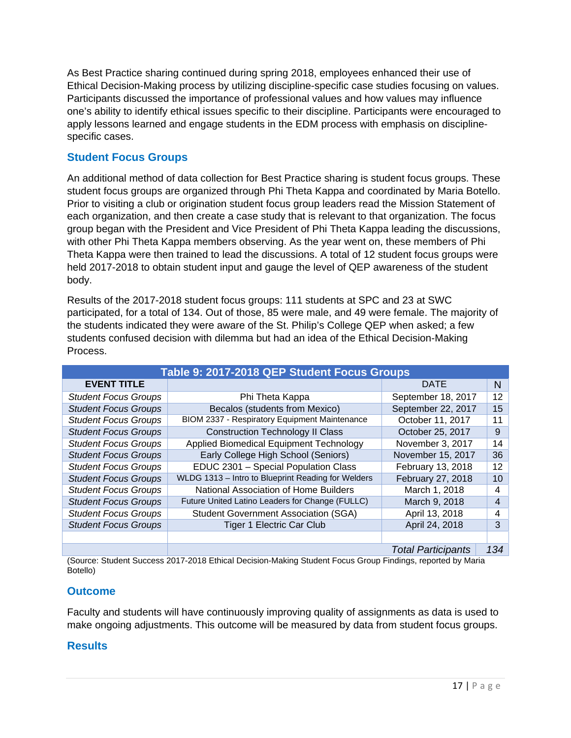As Best Practice sharing continued during spring 2018, employees enhanced their use of Ethical Decision-Making process by utilizing discipline-specific case studies focusing on values. Participants discussed the importance of professional values and how values may influence one's ability to identify ethical issues specific to their discipline. Participants were encouraged to apply lessons learned and engage students in the EDM process with emphasis on discipline-specific cases.

## Student Focus Groups

An additional method of data collection for Best Practice sharing is student focus groups. These student focus groups are organized through Phi Theta Kappa and coordinated by Maria Botello. Prior to visiting a club or origination student focus group leaders read the Mission Statement of each organization, and then create a case study that is relevant to that organization. The focus group began with the President and Vice President of Phi Theta Kappa leading the discussions, with other Phi Theta Kappa members observing. As the year went on, these members of Phi Theta Kappa were then trained to lead the discussions. A total of 12 student focus groups were held 2017-2018 to obtain student input and gauge the level of QEP awareness of the student body.

Results of the 2017-2018 student focus groups: 111 students at SPC and 23 at SWC participated, for a total of 134. Out of those, 85 were male, and 49 were female. The majority of the students indicated they were aware of the St. Philip's College QEP when asked; a few students confused decision with dilemma but had an idea of the Ethical Decision-Making Process.

**Table 9: 2017-2018 QEP Student Focus Groups**

| EVENT TITLE | | DATE | N |
|---|---|---|---|
| *Student Focus Groups* | Phi Theta Kappa | September 18, 2017 | 12 |
| *Student Focus Groups* | Becalos (students from Mexico) | September 22, 2017 | 15 |
| *Student Focus Groups* | BIOM 2337 - Respiratory Equipment Maintenance | October 11, 2017 | 11 |
| *Student Focus Groups* | Construction Technology II Class | October 25, 2017 | 9 |
| *Student Focus Groups* | Applied Biomedical Equipment Technology | November 3, 2017 | 14 |
| *Student Focus Groups* | Early College High School (Seniors) | November 15, 2017 | 36 |
| *Student Focus Groups* | EDUC 2301 – Special Population Class | February 13, 2018 | 12 |
| *Student Focus Groups* | WLDG 1313 – Intro to Blueprint Reading for Welders | February 27, 2018 | 10 |
| *Student Focus Groups* | National Association of Home Builders | March 1, 2018 | 4 |
| *Student Focus Groups* | Future United Latino Leaders for Change (FULLC) | March 9, 2018 | 4 |
| *Student Focus Groups* | Student Government Association (SGA) | April 13, 2018 | 4 |
| *Student Focus Groups* | Tiger 1 Electric Car Club | April 24, 2018 | 3 |
| | | | |
| | | *Total Participants* | *134* |

(Source: Student Success 2017-2018 Ethical Decision-Making Student Focus Group Findings, reported by Maria Botello)

## Outcome

Faculty and students will have continuously improving quality of assignments as data is used to make ongoing adjustments. This outcome will be measured by data from student focus groups.

## Results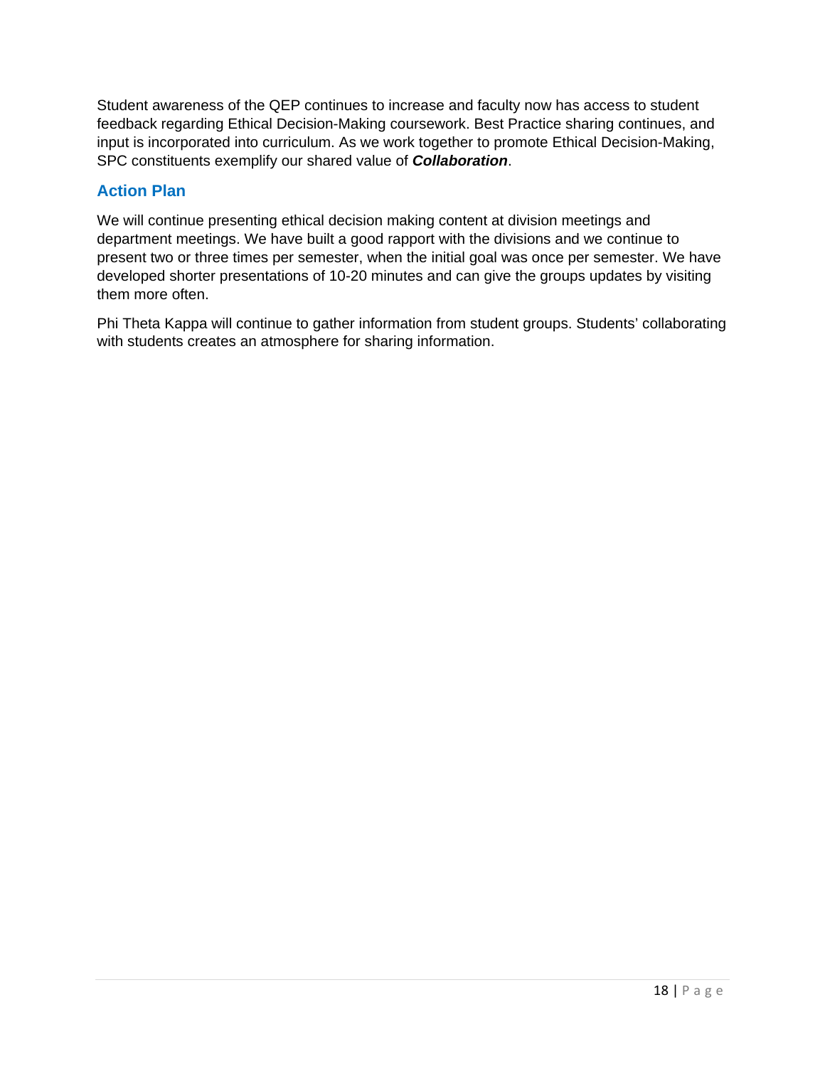Student awareness of the QEP continues to increase and faculty now has access to student feedback regarding Ethical Decision-Making coursework. Best Practice sharing continues, and input is incorporated into curriculum. As we work together to promote Ethical Decision-Making, SPC constituents exemplify our shared value of ***Collaboration***.

## Action Plan

We will continue presenting ethical decision making content at division meetings and department meetings. We have built a good rapport with the divisions and we continue to present two or three times per semester, when the initial goal was once per semester. We have developed shorter presentations of 10-20 minutes and can give the groups updates by visiting them more often.

Phi Theta Kappa will continue to gather information from student groups. Students' collaborating with students creates an atmosphere for sharing information.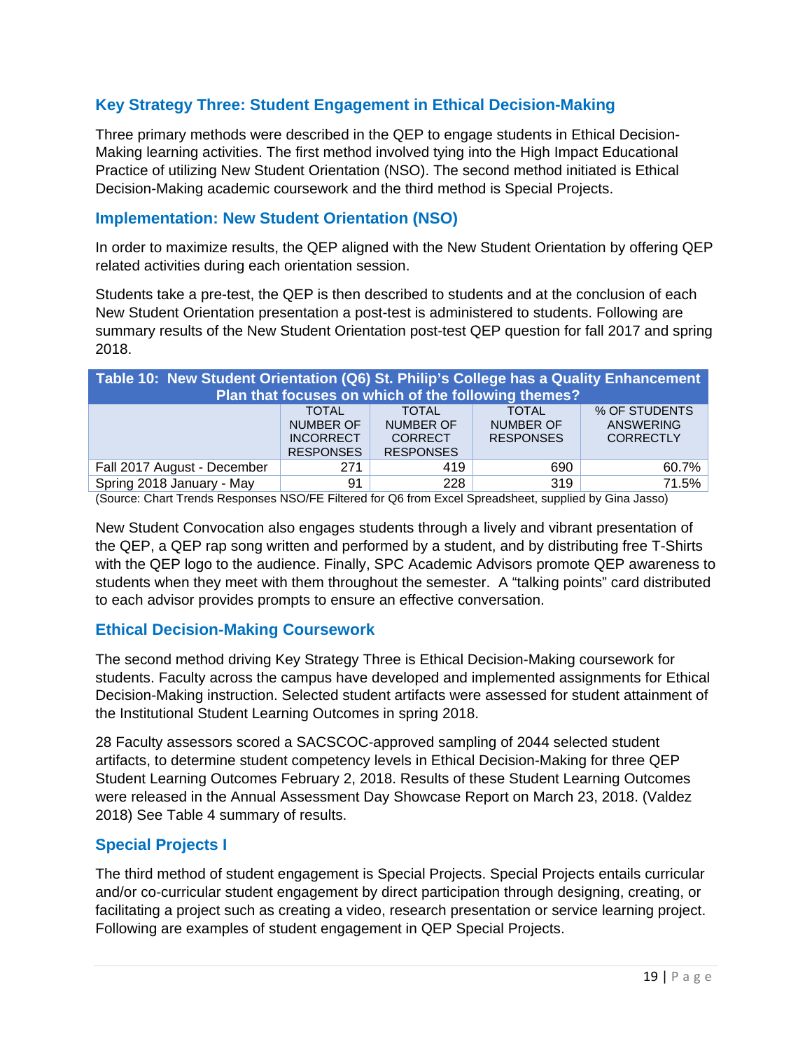## Key Strategy Three: Student Engagement in Ethical Decision-Making

Three primary methods were described in the QEP to engage students in Ethical Decision-Making learning activities. The first method involved tying into the High Impact Educational Practice of utilizing New Student Orientation (NSO). The second method initiated is Ethical Decision-Making academic coursework and the third method is Special Projects.

### Implementation: New Student Orientation (NSO)

In order to maximize results, the QEP aligned with the New Student Orientation by offering QEP related activities during each orientation session.

Students take a pre-test, the QEP is then described to students and at the conclusion of each New Student Orientation presentation a post-test is administered to students. Following are summary results of the New Student Orientation post-test QEP question for fall 2017 and spring 2018.

**Table 10: New Student Orientation (Q6) St. Philip's College has a Quality Enhancement Plan that focuses on which of the following themes?**

| | TOTAL NUMBER OF INCORRECT RESPONSES | TOTAL NUMBER OF CORRECT RESPONSES | TOTAL NUMBER OF RESPONSES | % OF STUDENTS ANSWERING CORRECTLY |
|---|---|---|---|---|
| Fall 2017 August - December | 271 | 419 | 690 | 60.7% |
| Spring 2018 January - May | 91 | 228 | 319 | 71.5% |

(Source: Chart Trends Responses NSO/FE Filtered for Q6 from Excel Spreadsheet, supplied by Gina Jasso)

New Student Convocation also engages students through a lively and vibrant presentation of the QEP, a QEP rap song written and performed by a student, and by distributing free T-Shirts with the QEP logo to the audience. Finally, SPC Academic Advisors promote QEP awareness to students when they meet with them throughout the semester. A "talking points" card distributed to each advisor provides prompts to ensure an effective conversation.

### Ethical Decision-Making Coursework

The second method driving Key Strategy Three is Ethical Decision-Making coursework for students. Faculty across the campus have developed and implemented assignments for Ethical Decision-Making instruction. Selected student artifacts were assessed for student attainment of the Institutional Student Learning Outcomes in spring 2018.

28 Faculty assessors scored a SACSCOC-approved sampling of 2044 selected student artifacts, to determine student competency levels in Ethical Decision-Making for three QEP Student Learning Outcomes February 2, 2018. Results of these Student Learning Outcomes were released in the Annual Assessment Day Showcase Report on March 23, 2018. (Valdez 2018) See Table 4 summary of results.

### Special Projects I

The third method of student engagement is Special Projects. Special Projects entails curricular and/or co-curricular student engagement by direct participation through designing, creating, or facilitating a project such as creating a video, research presentation or service learning project. Following are examples of student engagement in QEP Special Projects.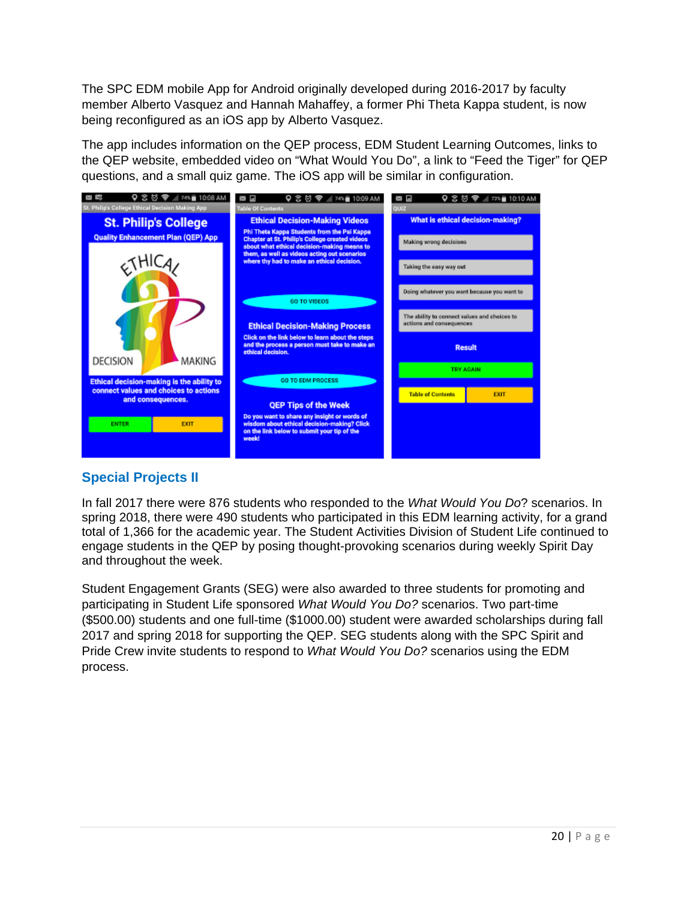The SPC EDM mobile App for Android originally developed during 2016-2017 by faculty member Alberto Vasquez and Hannah Mahaffey, a former Phi Theta Kappa student, is now being reconfigured as an iOS app by Alberto Vasquez.

The app includes information on the QEP process, EDM Student Learning Outcomes, links to the QEP website, embedded video on "What Would You Do", a link to "Feed the Tiger" for QEP questions, and a small quiz game. The iOS app will be similar in configuration.

## Special Projects II

In fall 2017 there were 876 students who responded to the *What Would You Do*? scenarios. In spring 2018, there were 490 students who participated in this EDM learning activity, for a grand total of 1,366 for the academic year. The Student Activities Division of Student Life continued to engage students in the QEP by posing thought-provoking scenarios during weekly Spirit Day and throughout the week.

Student Engagement Grants (SEG) were also awarded to three students for promoting and participating in Student Life sponsored *What Would You Do?* scenarios. Two part-time ($500.00) students and one full-time ($1000.00) student were awarded scholarships during fall 2017 and spring 2018 for supporting the QEP. SEG students along with the SPC Spirit and Pride Crew invite students to respond to *What Would You Do?* scenarios using the EDM process.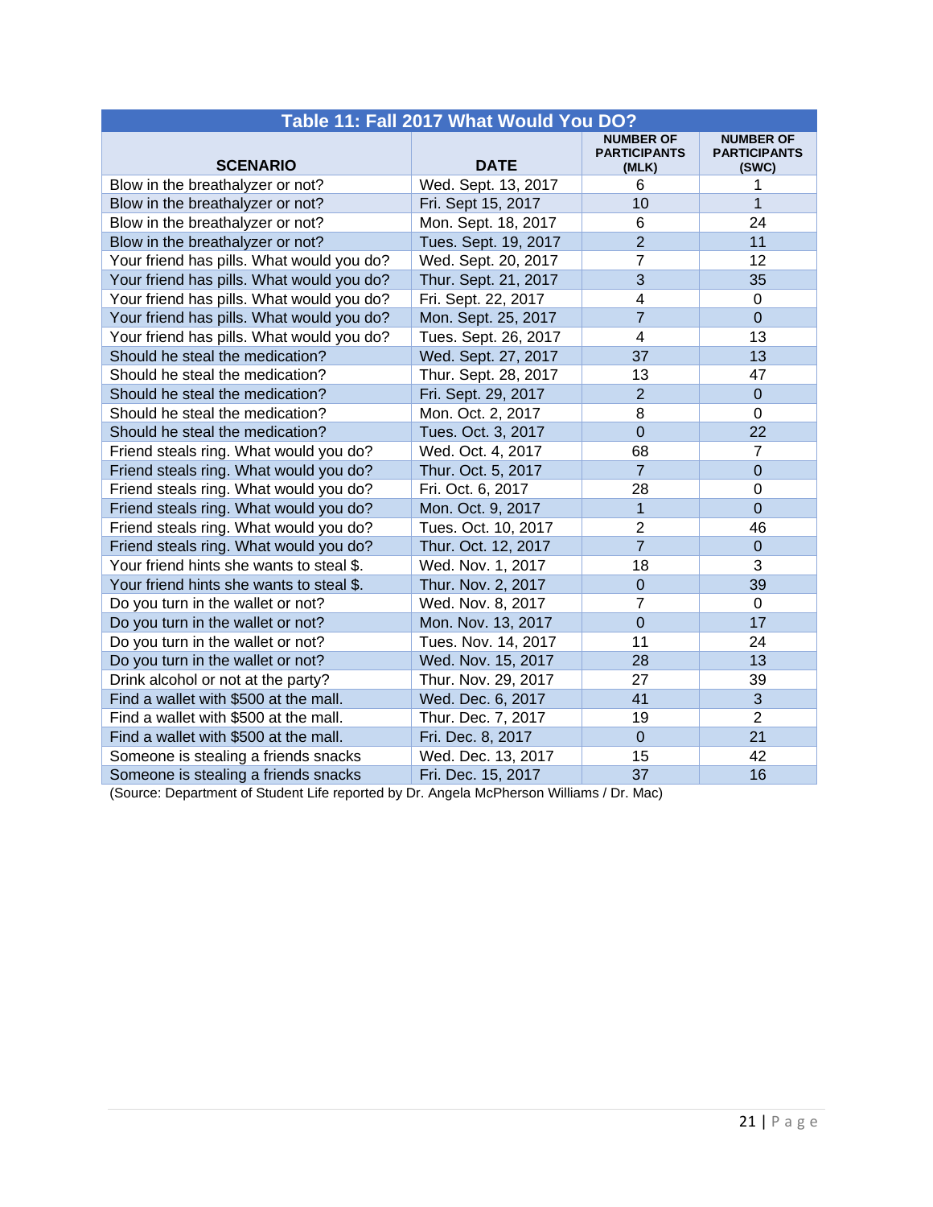| Table 11: Fall 2017 What Would You DO? | | | |
|---|---|---|---|
| **SCENARIO** | **DATE** | **NUMBER OF PARTICIPANTS (MLK)** | **NUMBER OF PARTICIPANTS (SWC)** |
| Blow in the breathalyzer or not? | Wed. Sept. 13, 2017 | 6 | 1 |
| Blow in the breathalyzer or not? | Fri. Sept 15, 2017 | 10 | 1 |
| Blow in the breathalyzer or not? | Mon. Sept. 18, 2017 | 6 | 24 |
| Blow in the breathalyzer or not? | Tues. Sept. 19, 2017 | 2 | 11 |
| Your friend has pills. What would you do? | Wed. Sept. 20, 2017 | 7 | 12 |
| Your friend has pills. What would you do? | Thur. Sept. 21, 2017 | 3 | 35 |
| Your friend has pills. What would you do? | Fri. Sept. 22, 2017 | 4 | 0 |
| Your friend has pills. What would you do? | Mon. Sept. 25, 2017 | 7 | 0 |
| Your friend has pills. What would you do? | Tues. Sept. 26, 2017 | 4 | 13 |
| Should he steal the medication? | Wed. Sept. 27, 2017 | 37 | 13 |
| Should he steal the medication? | Thur. Sept. 28, 2017 | 13 | 47 |
| Should he steal the medication? | Fri. Sept. 29, 2017 | 2 | 0 |
| Should he steal the medication? | Mon. Oct. 2, 2017 | 8 | 0 |
| Should he steal the medication? | Tues. Oct. 3, 2017 | 0 | 22 |
| Friend steals ring. What would you do? | Wed. Oct. 4, 2017 | 68 | 7 |
| Friend steals ring. What would you do? | Thur. Oct. 5, 2017 | 7 | 0 |
| Friend steals ring. What would you do? | Fri. Oct. 6, 2017 | 28 | 0 |
| Friend steals ring. What would you do? | Mon. Oct. 9, 2017 | 1 | 0 |
| Friend steals ring. What would you do? | Tues. Oct. 10, 2017 | 2 | 46 |
| Friend steals ring. What would you do? | Thur. Oct. 12, 2017 | 7 | 0 |
| Your friend hints she wants to steal $. | Wed. Nov. 1, 2017 | 18 | 3 |
| Your friend hints she wants to steal $. | Thur. Nov. 2, 2017 | 0 | 39 |
| Do you turn in the wallet or not? | Wed. Nov. 8, 2017 | 7 | 0 |
| Do you turn in the wallet or not? | Mon. Nov. 13, 2017 | 0 | 17 |
| Do you turn in the wallet or not? | Tues. Nov. 14, 2017 | 11 | 24 |
| Do you turn in the wallet or not? | Wed. Nov. 15, 2017 | 28 | 13 |
| Drink alcohol or not at the party? | Thur. Nov. 29, 2017 | 27 | 39 |
| Find a wallet with $500 at the mall. | Wed. Dec. 6, 2017 | 41 | 3 |
| Find a wallet with $500 at the mall. | Thur. Dec. 7, 2017 | 19 | 2 |
| Find a wallet with $500 at the mall. | Fri. Dec. 8, 2017 | 0 | 21 |
| Someone is stealing a friends snacks | Wed. Dec. 13, 2017 | 15 | 42 |
| Someone is stealing a friends snacks | Fri. Dec. 15, 2017 | 37 | 16 |

(Source: Department of Student Life reported by Dr. Angela McPherson Williams / Dr. Mac)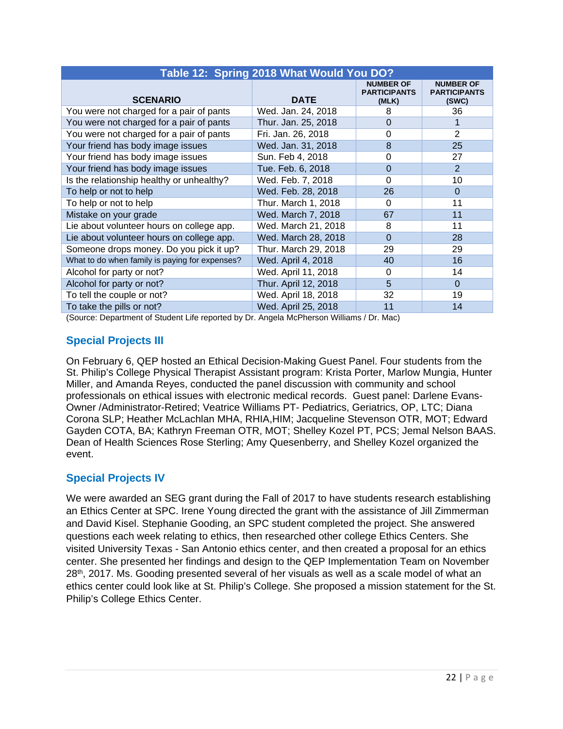| Table 12: Spring 2018 What Would You DO? | | | |
|---|---|---|---|
| **SCENARIO** | **DATE** | **NUMBER OF PARTICIPANTS (MLK)** | **NUMBER OF PARTICIPANTS (SWC)** |
| You were not charged for a pair of pants | Wed. Jan. 24, 2018 | 8 | 36 |
| You were not charged for a pair of pants | Thur. Jan. 25, 2018 | 0 | 1 |
| You were not charged for a pair of pants | Fri. Jan. 26, 2018 | 0 | 2 |
| Your friend has body image issues | Wed. Jan. 31, 2018 | 8 | 25 |
| Your friend has body image issues | Sun. Feb 4, 2018 | 0 | 27 |
| Your friend has body image issues | Tue. Feb. 6, 2018 | 0 | 2 |
| Is the relationship healthy or unhealthy? | Wed. Feb. 7, 2018 | 0 | 10 |
| To help or not to help | Wed. Feb. 28, 2018 | 26 | 0 |
| To help or not to help | Thur. March 1, 2018 | 0 | 11 |
| Mistake on your grade | Wed. March 7, 2018 | 67 | 11 |
| Lie about volunteer hours on college app. | Wed. March 21, 2018 | 8 | 11 |
| Lie about volunteer hours on college app. | Wed. March 28, 2018 | 0 | 28 |
| Someone drops money. Do you pick it up? | Thur. March 29, 2018 | 29 | 29 |
| What to do when family is paying for expenses? | Wed. April 4, 2018 | 40 | 16 |
| Alcohol for party or not? | Wed. April 11, 2018 | 0 | 14 |
| Alcohol for party or not? | Thur. April 12, 2018 | 5 | 0 |
| To tell the couple or not? | Wed. April 18, 2018 | 32 | 19 |
| To take the pills or not? | Wed. April 25, 2018 | 11 | 14 |

(Source: Department of Student Life reported by Dr. Angela McPherson Williams / Dr. Mac)

## Special Projects III

On February 6, QEP hosted an Ethical Decision-Making Guest Panel. Four students from the St. Philip's College Physical Therapist Assistant program: Krista Porter, Marlow Mungia, Hunter Miller, and Amanda Reyes, conducted the panel discussion with community and school professionals on ethical issues with electronic medical records. Guest panel: Darlene Evans-Owner /Administrator-Retired; Veatrice Williams PT- Pediatrics, Geriatrics, OP, LTC; Diana Corona SLP; Heather McLachlan MHA, RHIA,HIM; Jacqueline Stevenson OTR, MOT; Edward Gayden COTA, BA; Kathryn Freeman OTR, MOT; Shelley Kozel PT, PCS; Jemal Nelson BAAS. Dean of Health Sciences Rose Sterling; Amy Quesenberry, and Shelley Kozel organized the event.

## Special Projects IV

We were awarded an SEG grant during the Fall of 2017 to have students research establishing an Ethics Center at SPC. Irene Young directed the grant with the assistance of Jill Zimmerman and David Kisel. Stephanie Gooding, an SPC student completed the project. She answered questions each week relating to ethics, then researched other college Ethics Centers. She visited University Texas - San Antonio ethics center, and then created a proposal for an ethics center. She presented her findings and design to the QEP Implementation Team on November 28th, 2017. Ms. Gooding presented several of her visuals as well as a scale model of what an ethics center could look like at St. Philip's College. She proposed a mission statement for the St. Philip's College Ethics Center.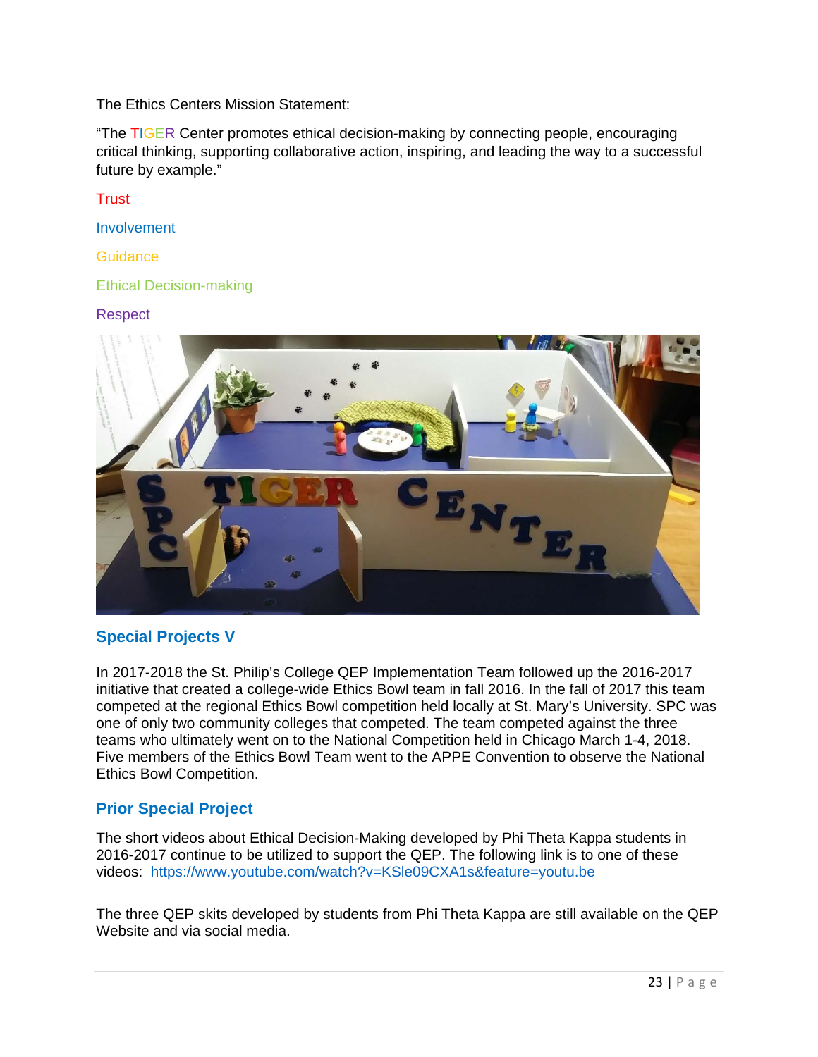The Ethics Centers Mission Statement:

"The TIGER Center promotes ethical decision-making by connecting people, encouraging critical thinking, supporting collaborative action, inspiring, and leading the way to a successful future by example."

Trust

Involvement

Guidance

Ethical Decision-making

Respect

## Special Projects V

In 2017-2018 the St. Philip's College QEP Implementation Team followed up the 2016-2017 initiative that created a college-wide Ethics Bowl team in fall 2016. In the fall of 2017 this team competed at the regional Ethics Bowl competition held locally at St. Mary's University. SPC was one of only two community colleges that competed. The team competed against the three teams who ultimately went on to the National Competition held in Chicago March 1-4, 2018. Five members of the Ethics Bowl Team went to the APPE Convention to observe the National Ethics Bowl Competition.

## Prior Special Project

The short videos about Ethical Decision-Making developed by Phi Theta Kappa students in 2016-2017 continue to be utilized to support the QEP. The following link is to one of these videos: https://www.youtube.com/watch?v=KSle09CXA1s&feature=youtu.be

The three QEP skits developed by students from Phi Theta Kappa are still available on the QEP Website and via social media.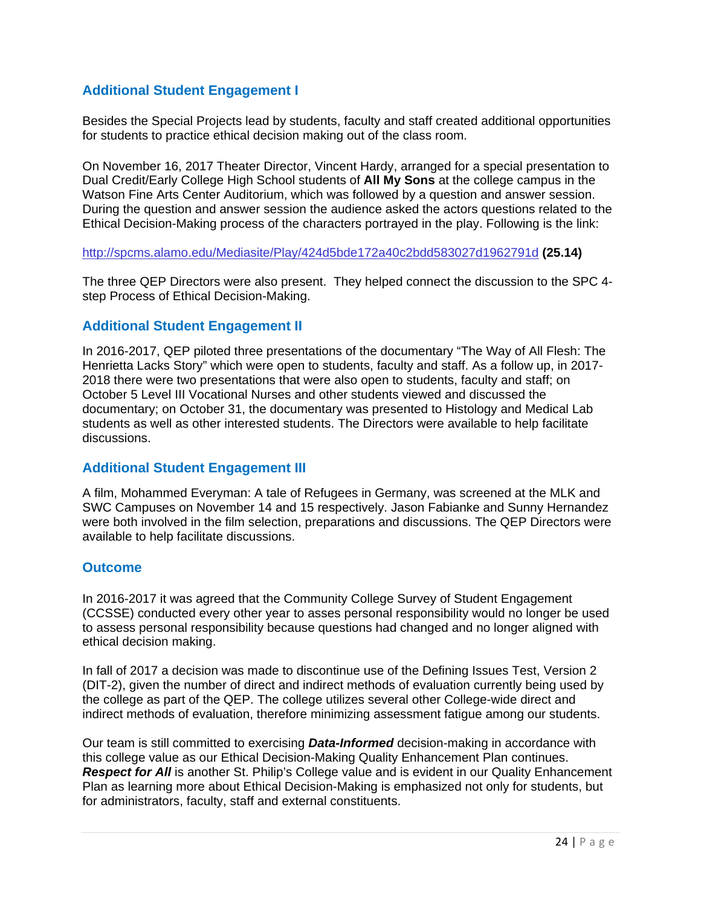## Additional Student Engagement I

Besides the Special Projects lead by students, faculty and staff created additional opportunities for students to practice ethical decision making out of the class room.

On November 16, 2017 Theater Director, Vincent Hardy, arranged for a special presentation to Dual Credit/Early College High School students of **All My Sons** at the college campus in the Watson Fine Arts Center Auditorium, which was followed by a question and answer session. During the question and answer session the audience asked the actors questions related to the Ethical Decision-Making process of the characters portrayed in the play. Following is the link:

http://spcms.alamo.edu/Mediasite/Play/424d5bde172a40c2bdd583027d1962791d **(25.14)**

The three QEP Directors were also present. They helped connect the discussion to the SPC 4-step Process of Ethical Decision-Making.

## Additional Student Engagement II

In 2016-2017, QEP piloted three presentations of the documentary "The Way of All Flesh: The Henrietta Lacks Story" which were open to students, faculty and staff. As a follow up, in 2017-2018 there were two presentations that were also open to students, faculty and staff; on October 5 Level III Vocational Nurses and other students viewed and discussed the documentary; on October 31, the documentary was presented to Histology and Medical Lab students as well as other interested students. The Directors were available to help facilitate discussions.

## Additional Student Engagement III

A film, Mohammed Everyman: A tale of Refugees in Germany, was screened at the MLK and SWC Campuses on November 14 and 15 respectively. Jason Fabianke and Sunny Hernandez were both involved in the film selection, preparations and discussions. The QEP Directors were available to help facilitate discussions.

## Outcome

In 2016-2017 it was agreed that the Community College Survey of Student Engagement (CCSSE) conducted every other year to asses personal responsibility would no longer be used to assess personal responsibility because questions had changed and no longer aligned with ethical decision making.

In fall of 2017 a decision was made to discontinue use of the Defining Issues Test, Version 2 (DIT-2), given the number of direct and indirect methods of evaluation currently being used by the college as part of the QEP. The college utilizes several other College-wide direct and indirect methods of evaluation, therefore minimizing assessment fatigue among our students.

Our team is still committed to exercising ***Data-Informed*** decision-making in accordance with this college value as our Ethical Decision-Making Quality Enhancement Plan continues. ***Respect for All*** is another St. Philip's College value and is evident in our Quality Enhancement Plan as learning more about Ethical Decision-Making is emphasized not only for students, but for administrators, faculty, staff and external constituents.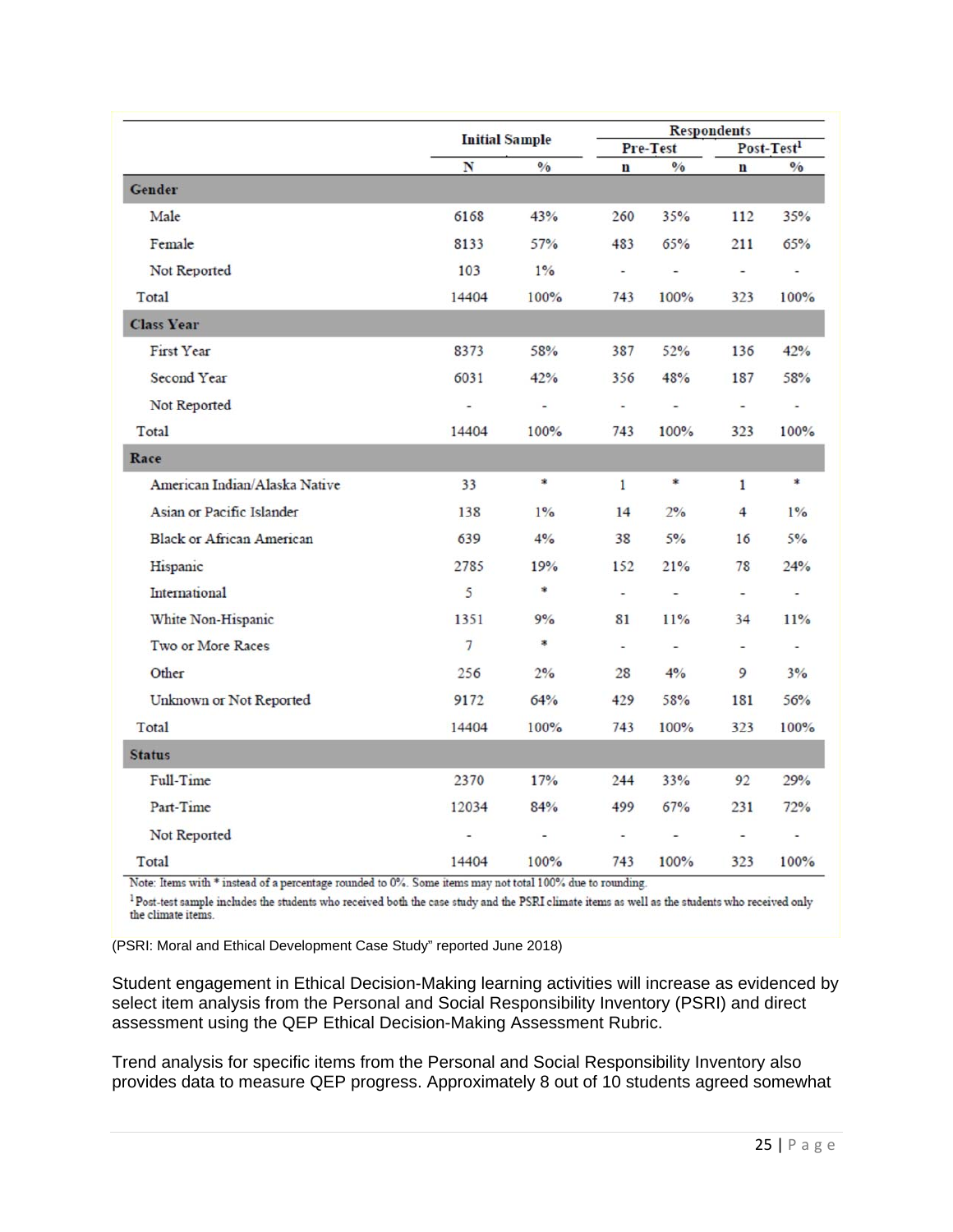| | Initial Sample | | Respondents | | | |
|---|---|---|---|---|---|---|
| | | | Pre-Test | | Post-Test[1] | |
| | N | % | n | % | n | % |
| **Gender** | | | | | | |
| Male | 6168 | 43% | 260 | 35% | 112 | 35% |
| Female | 8133 | 57% | 483 | 65% | 211 | 65% |
| Not Reported | 103 | 1% | - | - | - | - |
| Total | 14404 | 100% | 743 | 100% | 323 | 100% |
| **Class Year** | | | | | | |
| First Year | 8373 | 58% | 387 | 52% | 136 | 42% |
| Second Year | 6031 | 42% | 356 | 48% | 187 | 58% |
| Not Reported | - | - | - | - | - | - |
| Total | 14404 | 100% | 743 | 100% | 323 | 100% |
| **Race** | | | | | | |
| American Indian/Alaska Native | 33 | * | 1 | * | 1 | * |
| Asian or Pacific Islander | 138 | 1% | 14 | 2% | 4 | 1% |
| Black or African American | 639 | 4% | 38 | 5% | 16 | 5% |
| Hispanic | 2785 | 19% | 152 | 21% | 78 | 24% |
| International | 5 | * | - | - | - | - |
| White Non-Hispanic | 1351 | 9% | 81 | 11% | 34 | 11% |
| Two or More Races | 7 | * | - | - | - | - |
| Other | 256 | 2% | 28 | 4% | 9 | 3% |
| Unknown or Not Reported | 9172 | 64% | 429 | 58% | 181 | 56% |
| Total | 14404 | 100% | 743 | 100% | 323 | 100% |
| **Status** | | | | | | |
| Full-Time | 2370 | 17% | 244 | 33% | 92 | 29% |
| Part-Time | 12034 | 84% | 499 | 67% | 231 | 72% |
| Not Reported | - | - | - | - | - | - |
| Total | 14404 | 100% | 743 | 100% | 323 | 100% |

Note: Items with * instead of a percentage rounded to 0%. Some items may not total 100% due to rounding.

[1] Post-test sample includes the students who received both the case study and the PSRI climate items as well as the students who received only the climate items.

(PSRI: Moral and Ethical Development Case Study" reported June 2018)

Student engagement in Ethical Decision-Making learning activities will increase as evidenced by select item analysis from the Personal and Social Responsibility Inventory (PSRI) and direct assessment using the QEP Ethical Decision-Making Assessment Rubric.

Trend analysis for specific items from the Personal and Social Responsibility Inventory also provides data to measure QEP progress. Approximately 8 out of 10 students agreed somewhat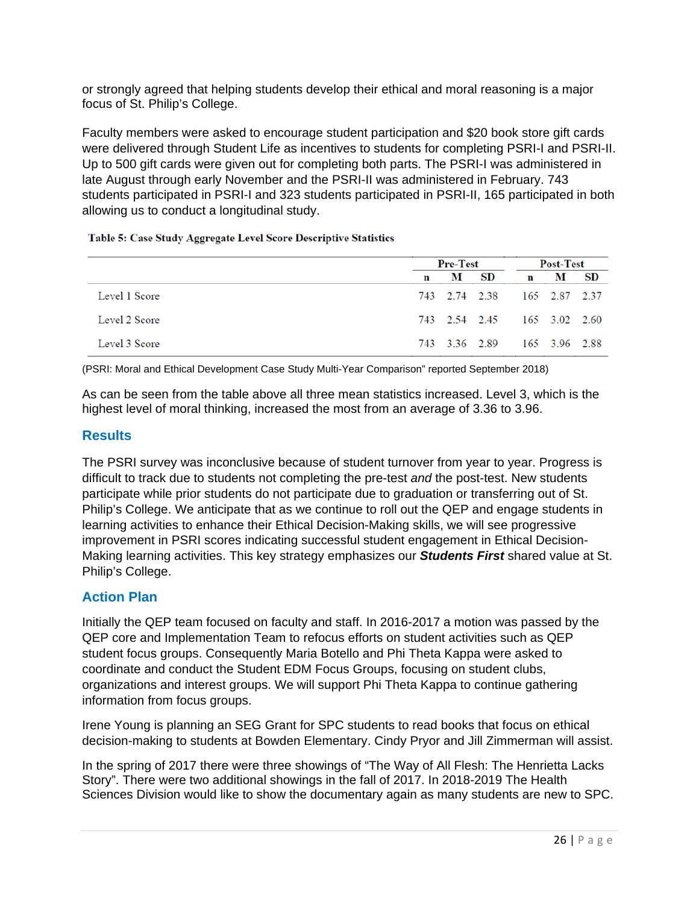or strongly agreed that helping students develop their ethical and moral reasoning is a major focus of St. Philip's College.

Faculty members were asked to encourage student participation and $20 book store gift cards were delivered through Student Life as incentives to students for completing PSRI-I and PSRI-II. Up to 500 gift cards were given out for completing both parts. The PSRI-I was administered in late August through early November and the PSRI-II was administered in February. 743 students participated in PSRI-I and 323 students participated in PSRI-II, 165 participated in both allowing us to conduct a longitudinal study.

**Table 5: Case Study Aggregate Level Score Descriptive Statistics**

| | Pre-Test | | | Post-Test | | |
|---|---|---|---|---|---|---|
| | n | M | SD | n | M | SD |
| Level 1 Score | 743 | 2.74 | 2.38 | 165 | 2.87 | 2.37 |
| Level 2 Score | 743 | 2.54 | 2.45 | 165 | 3.02 | 2.60 |
| Level 3 Score | 743 | 3.36 | 2.89 | 165 | 3.96 | 2.88 |

(PSRI: Moral and Ethical Development Case Study Multi-Year Comparison" reported September 2018)

As can be seen from the table above all three mean statistics increased. Level 3, which is the highest level of moral thinking, increased the most from an average of 3.36 to 3.96.

## Results

The PSRI survey was inconclusive because of student turnover from year to year. Progress is difficult to track due to students not completing the pre-test *and* the post-test. New students participate while prior students do not participate due to graduation or transferring out of St. Philip's College. We anticipate that as we continue to roll out the QEP and engage students in learning activities to enhance their Ethical Decision-Making skills, we will see progressive improvement in PSRI scores indicating successful student engagement in Ethical Decision-Making learning activities. This key strategy emphasizes our ***Students First*** shared value at St. Philip's College.

## Action Plan

Initially the QEP team focused on faculty and staff. In 2016-2017 a motion was passed by the QEP core and Implementation Team to refocus efforts on student activities such as QEP student focus groups. Consequently Maria Botello and Phi Theta Kappa were asked to coordinate and conduct the Student EDM Focus Groups, focusing on student clubs, organizations and interest groups. We will support Phi Theta Kappa to continue gathering information from focus groups.

Irene Young is planning an SEG Grant for SPC students to read books that focus on ethical decision-making to students at Bowden Elementary. Cindy Pryor and Jill Zimmerman will assist.

In the spring of 2017 there were three showings of "The Way of All Flesh: The Henrietta Lacks Story". There were two additional showings in the fall of 2017. In 2018-2019 The Health Sciences Division would like to show the documentary again as many students are new to SPC.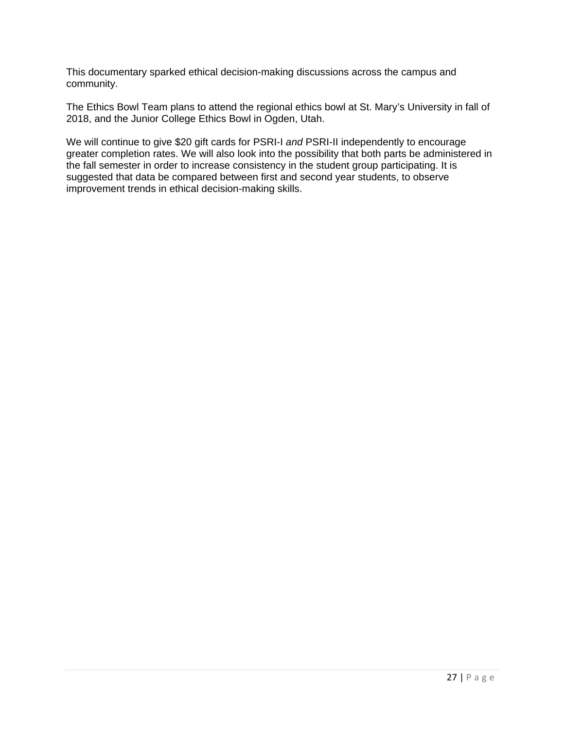This documentary sparked ethical decision-making discussions across the campus and community.

The Ethics Bowl Team plans to attend the regional ethics bowl at St. Mary's University in fall of 2018, and the Junior College Ethics Bowl in Ogden, Utah.

We will continue to give $20 gift cards for PSRI-I *and* PSRI-II independently to encourage greater completion rates. We will also look into the possibility that both parts be administered in the fall semester in order to increase consistency in the student group participating. It is suggested that data be compared between first and second year students, to observe improvement trends in ethical decision-making skills.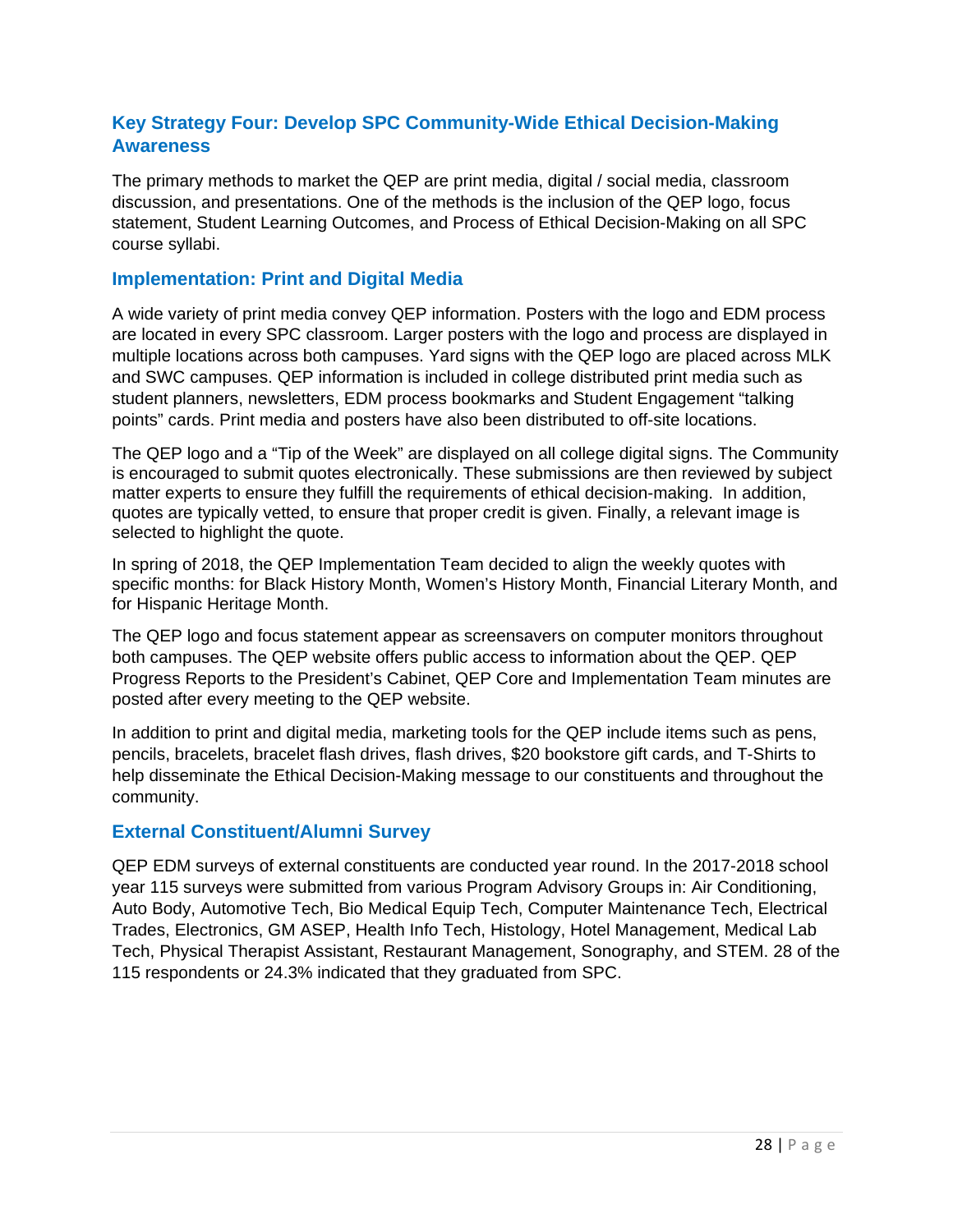## Key Strategy Four: Develop SPC Community-Wide Ethical Decision-Making Awareness

The primary methods to market the QEP are print media, digital / social media, classroom discussion, and presentations. One of the methods is the inclusion of the QEP logo, focus statement, Student Learning Outcomes, and Process of Ethical Decision-Making on all SPC course syllabi.

### Implementation: Print and Digital Media

A wide variety of print media convey QEP information. Posters with the logo and EDM process are located in every SPC classroom. Larger posters with the logo and process are displayed in multiple locations across both campuses. Yard signs with the QEP logo are placed across MLK and SWC campuses. QEP information is included in college distributed print media such as student planners, newsletters, EDM process bookmarks and Student Engagement "talking points" cards. Print media and posters have also been distributed to off-site locations.

The QEP logo and a "Tip of the Week" are displayed on all college digital signs. The Community is encouraged to submit quotes electronically. These submissions are then reviewed by subject matter experts to ensure they fulfill the requirements of ethical decision-making. In addition, quotes are typically vetted, to ensure that proper credit is given. Finally, a relevant image is selected to highlight the quote.

In spring of 2018, the QEP Implementation Team decided to align the weekly quotes with specific months: for Black History Month, Women's History Month, Financial Literary Month, and for Hispanic Heritage Month.

The QEP logo and focus statement appear as screensavers on computer monitors throughout both campuses. The QEP website offers public access to information about the QEP. QEP Progress Reports to the President's Cabinet, QEP Core and Implementation Team minutes are posted after every meeting to the QEP website.

In addition to print and digital media, marketing tools for the QEP include items such as pens, pencils, bracelets, bracelet flash drives, flash drives, $20 bookstore gift cards, and T-Shirts to help disseminate the Ethical Decision-Making message to our constituents and throughout the community.

### External Constituent/Alumni Survey

QEP EDM surveys of external constituents are conducted year round. In the 2017-2018 school year 115 surveys were submitted from various Program Advisory Groups in: Air Conditioning, Auto Body, Automotive Tech, Bio Medical Equip Tech, Computer Maintenance Tech, Electrical Trades, Electronics, GM ASEP, Health Info Tech, Histology, Hotel Management, Medical Lab Tech, Physical Therapist Assistant, Restaurant Management, Sonography, and STEM. 28 of the 115 respondents or 24.3% indicated that they graduated from SPC.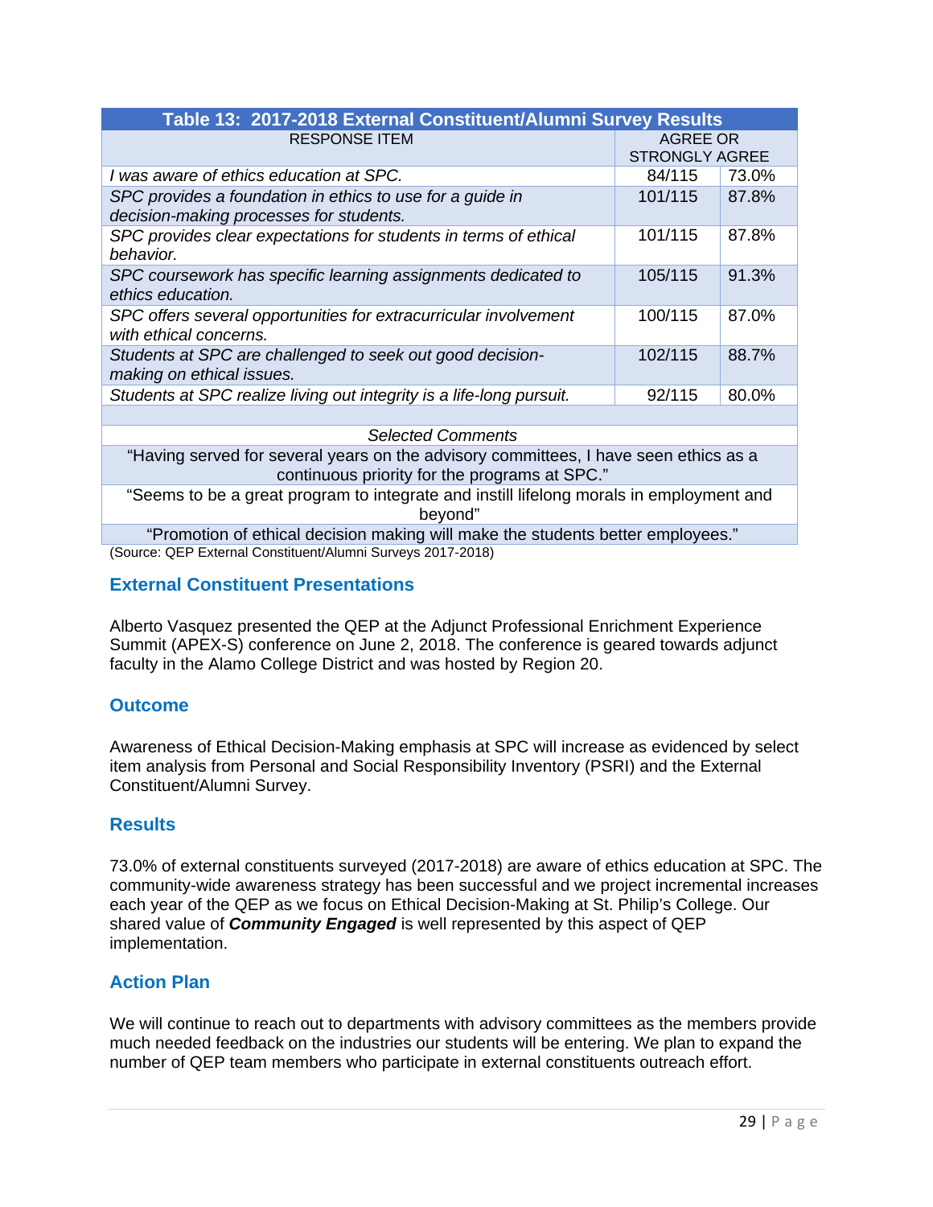| Table 13: 2017-2018 External Constituent/Alumni Survey Results | | |
|---|---|---|
| RESPONSE ITEM | AGREE OR STRONGLY AGREE | |
| *I was aware of ethics education at SPC.* | 84/115 | 73.0% |
| *SPC provides a foundation in ethics to use for a guide in decision-making processes for students.* | 101/115 | 87.8% |
| *SPC provides clear expectations for students in terms of ethical behavior.* | 101/115 | 87.8% |
| *SPC coursework has specific learning assignments dedicated to ethics education.* | 105/115 | 91.3% |
| *SPC offers several opportunities for extracurricular involvement with ethical concerns.* | 100/115 | 87.0% |
| *Students at SPC are challenged to seek out good decision-making on ethical issues.* | 102/115 | 88.7% |
| *Students at SPC realize living out integrity is a life-long pursuit.* | 92/115 | 80.0% |
| | | |
| *Selected Comments* | | |
| "Having served for several years on the advisory committees, I have seen ethics as a continuous priority for the programs at SPC." | | |
| "Seems to be a great program to integrate and instill lifelong morals in employment and beyond" | | |
| "Promotion of ethical decision making will make the students better employees." | | |

(Source: QEP External Constituent/Alumni Surveys 2017-2018)

## External Constituent Presentations

Alberto Vasquez presented the QEP at the Adjunct Professional Enrichment Experience Summit (APEX-S) conference on June 2, 2018. The conference is geared towards adjunct faculty in the Alamo College District and was hosted by Region 20.

## Outcome

Awareness of Ethical Decision-Making emphasis at SPC will increase as evidenced by select item analysis from Personal and Social Responsibility Inventory (PSRI) and the External Constituent/Alumni Survey.

## Results

73.0% of external constituents surveyed (2017-2018) are aware of ethics education at SPC. The community-wide awareness strategy has been successful and we project incremental increases each year of the QEP as we focus on Ethical Decision-Making at St. Philip's College. Our shared value of ***Community Engaged*** is well represented by this aspect of QEP implementation.

## Action Plan

We will continue to reach out to departments with advisory committees as the members provide much needed feedback on the industries our students will be entering. We plan to expand the number of QEP team members who participate in external constituents outreach effort.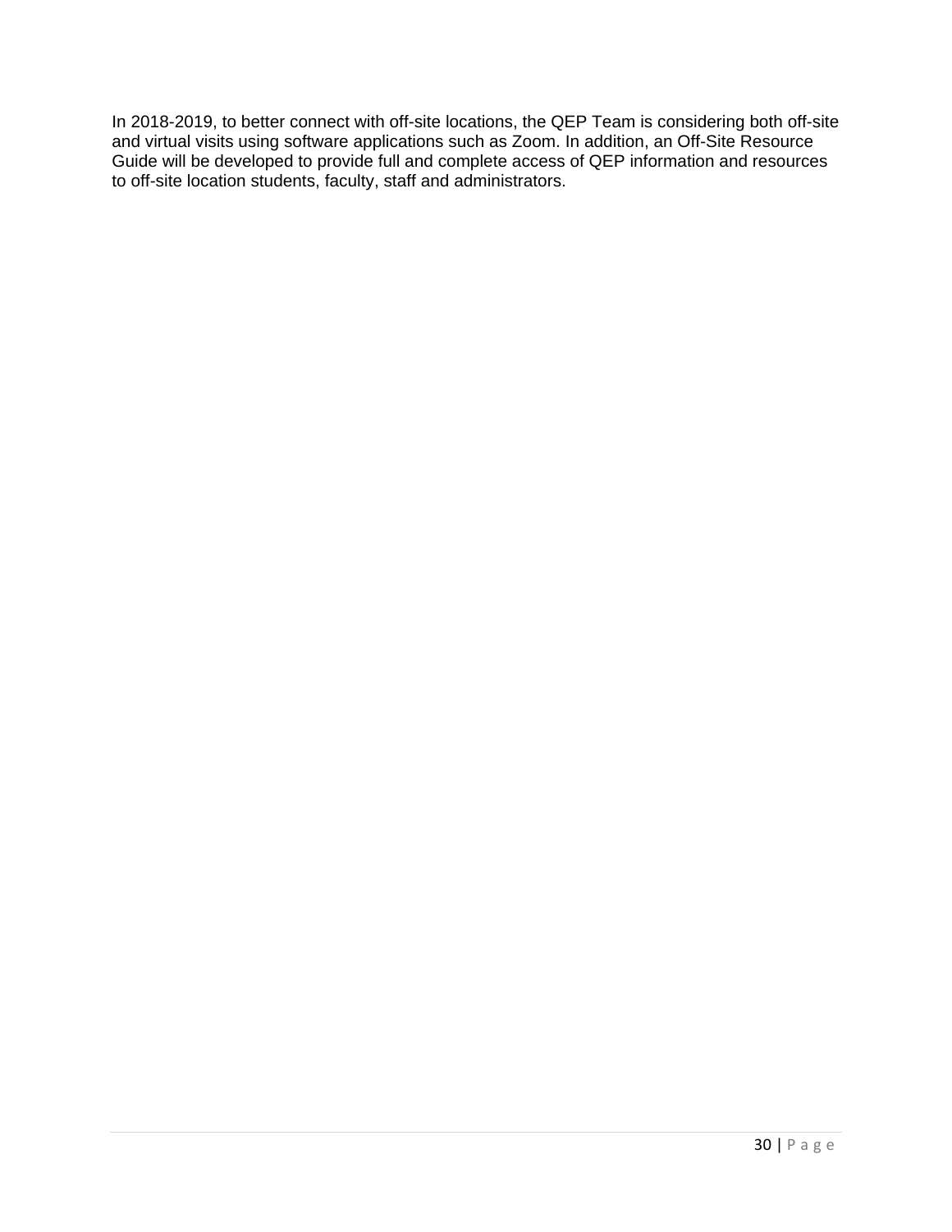In 2018-2019, to better connect with off-site locations, the QEP Team is considering both off-site and virtual visits using software applications such as Zoom. In addition, an Off-Site Resource Guide will be developed to provide full and complete access of QEP information and resources to off-site location students, faculty, staff and administrators.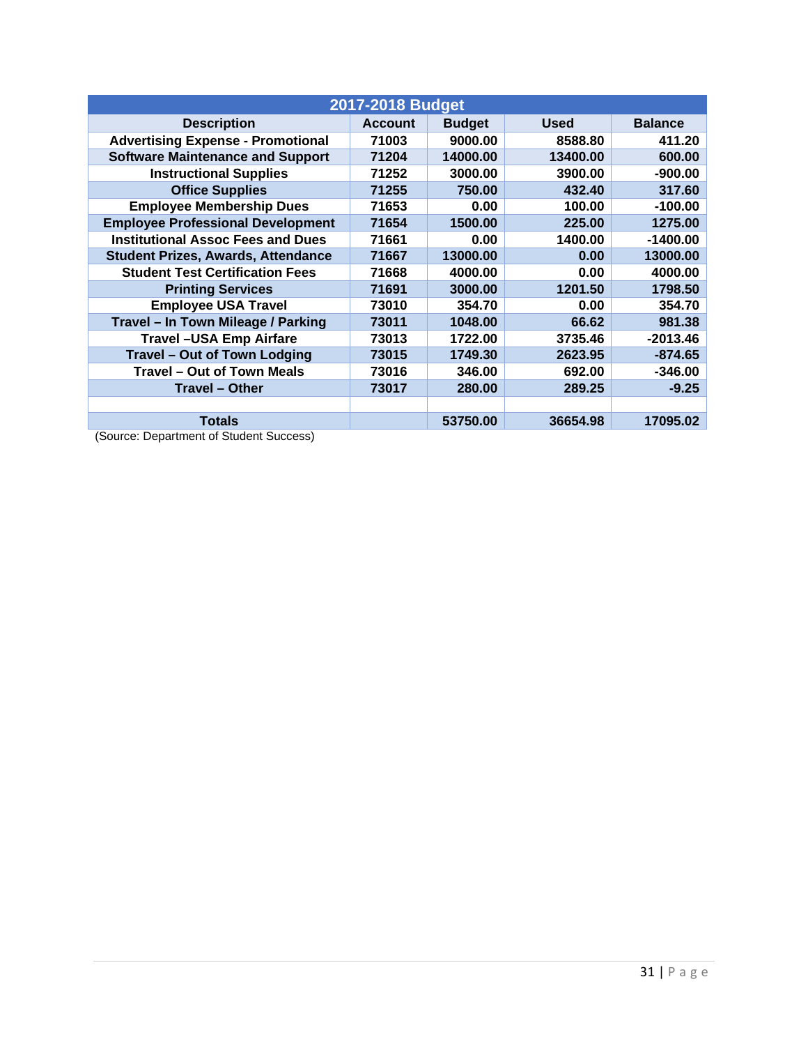| 2017-2018 Budget | | | | |
| --- | --- | --- | --- | --- |
| **Description** | **Account** | **Budget** | **Used** | **Balance** |
| **Advertising Expense - Promotional** | **71003** | **9000.00** | **8588.80** | **411.20** |
| **Software Maintenance and Support** | **71204** | **14000.00** | **13400.00** | **600.00** |
| **Instructional Supplies** | **71252** | **3000.00** | **3900.00** | **-900.00** |
| **Office Supplies** | **71255** | **750.00** | **432.40** | **317.60** |
| **Employee Membership Dues** | **71653** | **0.00** | **100.00** | **-100.00** |
| **Employee Professional Development** | **71654** | **1500.00** | **225.00** | **1275.00** |
| **Institutional Assoc Fees and Dues** | **71661** | **0.00** | **1400.00** | **-1400.00** |
| **Student Prizes, Awards, Attendance** | **71667** | **13000.00** | **0.00** | **13000.00** |
| **Student Test Certification Fees** | **71668** | **4000.00** | **0.00** | **4000.00** |
| **Printing Services** | **71691** | **3000.00** | **1201.50** | **1798.50** |
| **Employee USA Travel** | **73010** | **354.70** | **0.00** | **354.70** |
| **Travel – In Town Mileage / Parking** | **73011** | **1048.00** | **66.62** | **981.38** |
| **Travel –USA Emp Airfare** | **73013** | **1722.00** | **3735.46** | **-2013.46** |
| **Travel – Out of Town Lodging** | **73015** | **1749.30** | **2623.95** | **-874.65** |
| **Travel – Out of Town Meals** | **73016** | **346.00** | **692.00** | **-346.00** |
| **Travel – Other** | **73017** | **280.00** | **289.25** | **-9.25** |
| | | | | |
| **Totals** | | **53750.00** | **36654.98** | **17095.02** |

(Source: Department of Student Success)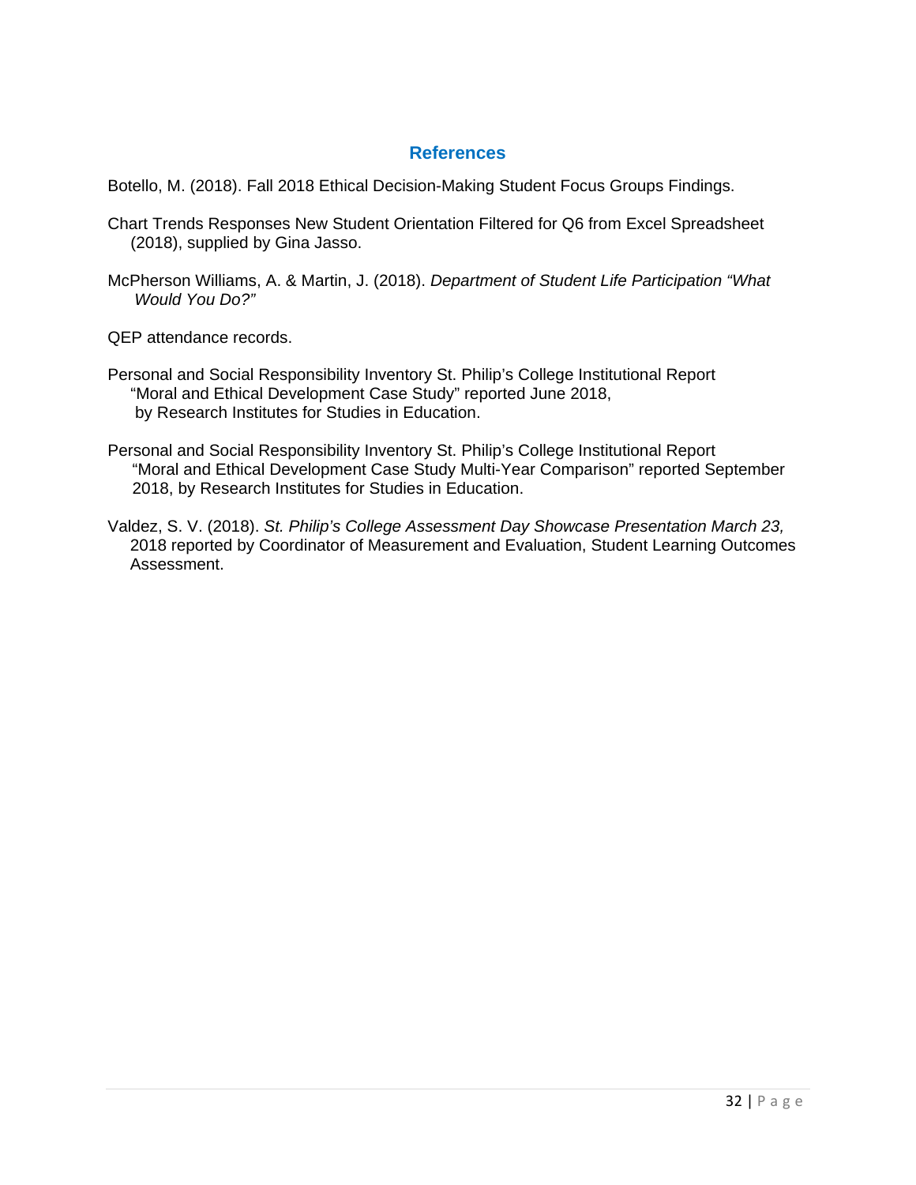## References

Botello, M. (2018). Fall 2018 Ethical Decision-Making Student Focus Groups Findings.

Chart Trends Responses New Student Orientation Filtered for Q6 from Excel Spreadsheet (2018), supplied by Gina Jasso.

McPherson Williams, A. & Martin, J. (2018). *Department of Student Life Participation "What Would You Do?"*

QEP attendance records.

Personal and Social Responsibility Inventory St. Philip's College Institutional Report "Moral and Ethical Development Case Study" reported June 2018, by Research Institutes for Studies in Education.

Personal and Social Responsibility Inventory St. Philip's College Institutional Report "Moral and Ethical Development Case Study Multi-Year Comparison" reported September 2018, by Research Institutes for Studies in Education.

Valdez, S. V. (2018). *St. Philip's College Assessment Day Showcase Presentation March 23,* 2018 reported by Coordinator of Measurement and Evaluation, Student Learning Outcomes Assessment.